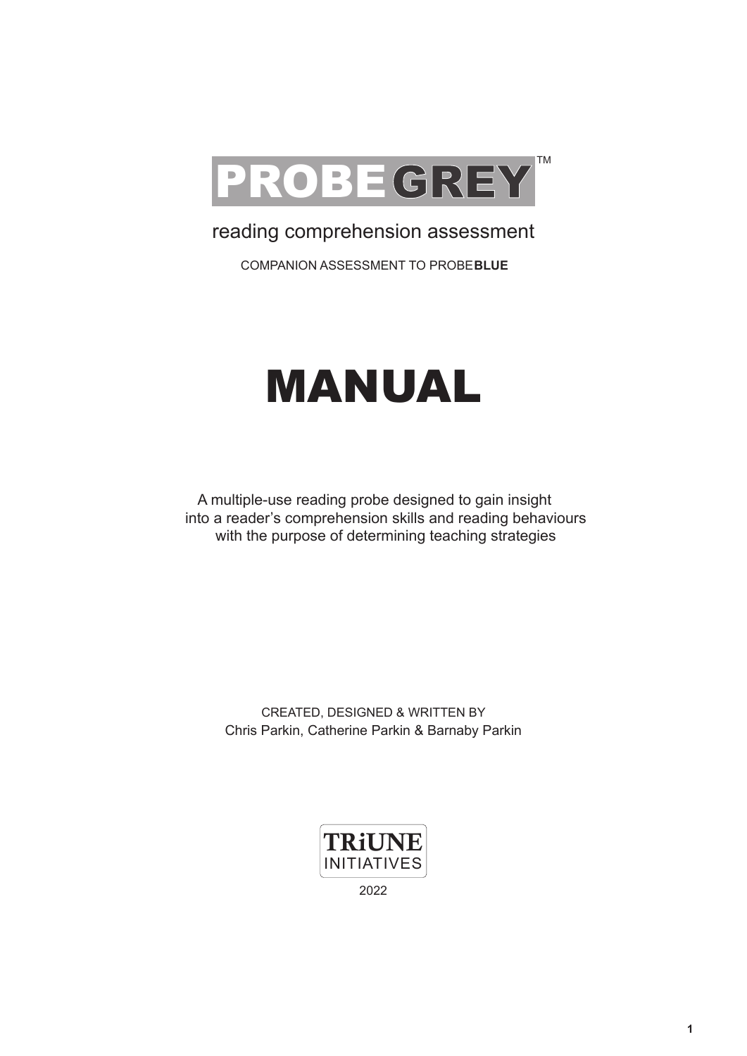# PROBE GREY™

reading comprehension assessment

COMPANION ASSESSMENT TO PROBE**BLUE**

# MANUAL

A multiple-use reading probe designed to gain insight into a reader's comprehension skills and reading behaviours with the purpose of determining teaching strategies

CREATED, DESIGNED & WRITTEN BY
Chris Parkin, Catherine Parkin & Barnaby Parkin

TRiUNE INITIATIVES

2022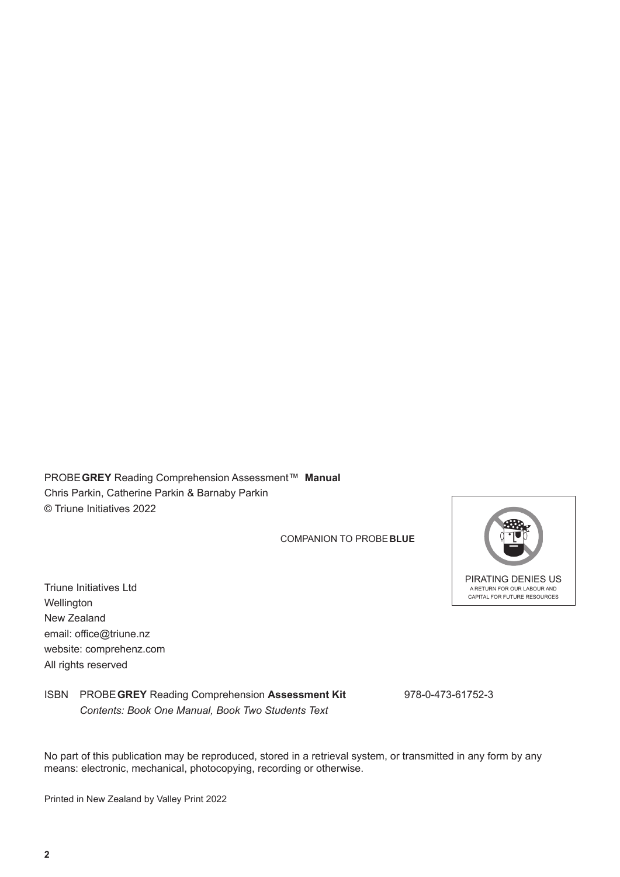PROBE **GREY** Reading Comprehension Assessment™ **Manual**
Chris Parkin, Catherine Parkin & Barnaby Parkin
© Triune Initiatives 2022

COMPANION TO PROBE **BLUE**

PIRATING DENIES US
A RETURN FOR OUR LABOUR AND CAPITAL FOR FUTURE RESOURCES

Triune Initiatives Ltd
Wellington
New Zealand
email: office@triune.nz
website: comprehenz.com
All rights reserved

ISBN PROBE **GREY** Reading Comprehension **Assessment Kit** 978-0-473-61752-3
*Contents: Book One Manual, Book Two Students Text*

No part of this publication may be reproduced, stored in a retrieval system, or transmitted in any form by any means: electronic, mechanical, photocopying, recording or otherwise.

Printed in New Zealand by Valley Print 2022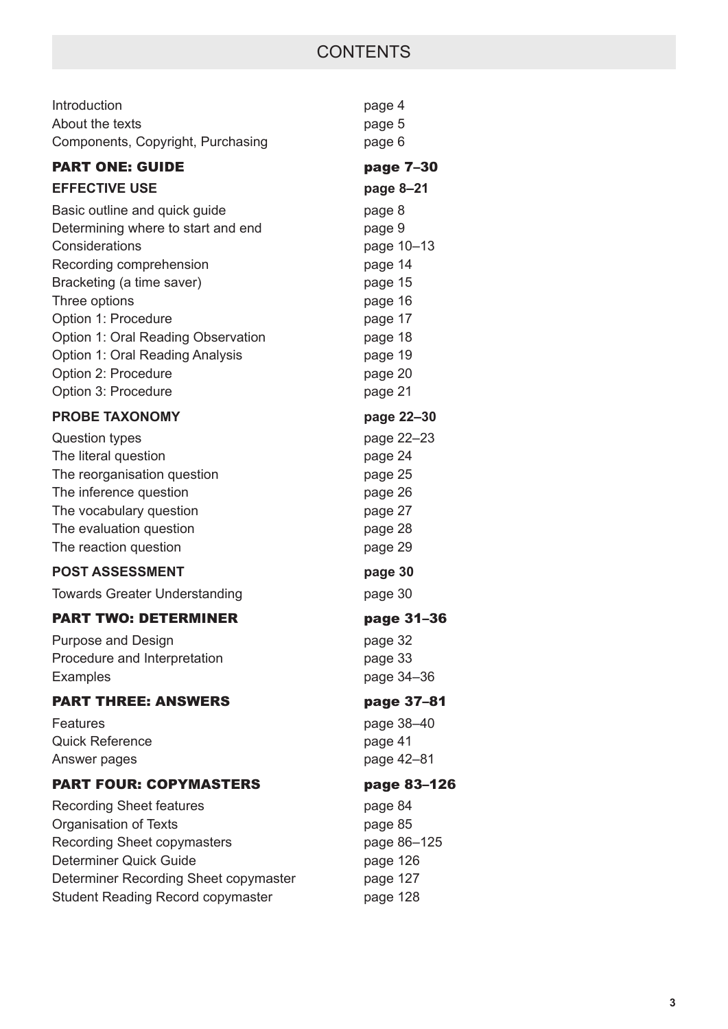# CONTENTS

| | |
|---|---|
| Introduction | page 4 |
| About the texts | page 5 |
| Components, Copyright, Purchasing | page 6 |
| **PART ONE: GUIDE** | **page 7–30** |
| **EFFECTIVE USE** | **page 8–21** |
| Basic outline and quick guide | page 8 |
| Determining where to start and end | page 9 |
| Considerations | page 10–13 |
| Recording comprehension | page 14 |
| Bracketing (a time saver) | page 15 |
| Three options | page 16 |
| Option 1: Procedure | page 17 |
| Option 1: Oral Reading Observation | page 18 |
| Option 1: Oral Reading Analysis | page 19 |
| Option 2: Procedure | page 20 |
| Option 3: Procedure | page 21 |
| **PROBE TAXONOMY** | **page 22–30** |
| Question types | page 22–23 |
| The literal question | page 24 |
| The reorganisation question | page 25 |
| The inference question | page 26 |
| The vocabulary question | page 27 |
| The evaluation question | page 28 |
| The reaction question | page 29 |
| **POST ASSESSMENT** | **page 30** |
| Towards Greater Understanding | page 30 |
| **PART TWO: DETERMINER** | **page 31–36** |
| Purpose and Design | page 32 |
| Procedure and Interpretation | page 33 |
| Examples | page 34–36 |
| **PART THREE: ANSWERS** | **page 37–81** |
| Features | page 38–40 |
| Quick Reference | page 41 |
| Answer pages | page 42–81 |
| **PART FOUR: COPYMASTERS** | **page 83–126** |
| Recording Sheet features | page 84 |
| Organisation of Texts | page 85 |
| Recording Sheet copymasters | page 86–125 |
| Determiner Quick Guide | page 126 |
| Determiner Recording Sheet copymaster | page 127 |
| Student Reading Record copymaster | page 128 |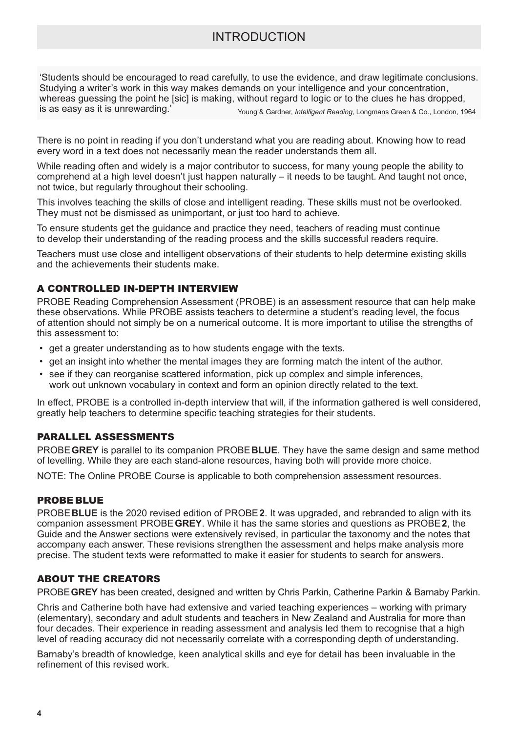# INTRODUCTION

> 'Students should be encouraged to read carefully, to use the evidence, and draw legitimate conclusions. Studying a writer's work in this way makes demands on your intelligence and your concentration, whereas guessing the point he [sic] is making, without regard to logic or to the clues he has dropped, is as easy as it is unrewarding.'
>
> Young & Gardner, *Intelligent Reading*, Longmans Green & Co., London, 1964

There is no point in reading if you don't understand what you are reading about. Knowing how to read every word in a text does not necessarily mean the reader understands them all.

While reading often and widely is a major contributor to success, for many young people the ability to comprehend at a high level doesn't just happen naturally – it needs to be taught. And taught not once, not twice, but regularly throughout their schooling.

This involves teaching the skills of close and intelligent reading. These skills must not be overlooked. They must not be dismissed as unimportant, or just too hard to achieve.

To ensure students get the guidance and practice they need, teachers of reading must continue to develop their understanding of the reading process and the skills successful readers require.

Teachers must use close and intelligent observations of their students to help determine existing skills and the achievements their students make.

## A CONTROLLED IN-DEPTH INTERVIEW

PROBE Reading Comprehension Assessment (PROBE) is an assessment resource that can help make these observations. While PROBE assists teachers to determine a student's reading level, the focus of attention should not simply be on a numerical outcome. It is more important to utilise the strengths of this assessment to:

- get a greater understanding as to how students engage with the texts.
- get an insight into whether the mental images they are forming match the intent of the author.
- see if they can reorganise scattered information, pick up complex and simple inferences, work out unknown vocabulary in context and form an opinion directly related to the text.

In effect, PROBE is a controlled in-depth interview that will, if the information gathered is well considered, greatly help teachers to determine specific teaching strategies for their students.

## PARALLEL ASSESSMENTS

PROBE **GREY** is parallel to its companion PROBE **BLUE**. They have the same design and same method of levelling. While they are each stand-alone resources, having both will provide more choice.

NOTE: The Online PROBE Course is applicable to both comprehension assessment resources.

## PROBE BLUE

PROBE **BLUE** is the 2020 revised edition of PROBE **2**. It was upgraded, and rebranded to align with its companion assessment PROBE **GREY**. While it has the same stories and questions as PROBE **2**, the Guide and the Answer sections were extensively revised, in particular the taxonomy and the notes that accompany each answer. These revisions strengthen the assessment and helps make analysis more precise. The student texts were reformatted to make it easier for students to search for answers.

## ABOUT THE CREATORS

PROBE **GREY** has been created, designed and written by Chris Parkin, Catherine Parkin & Barnaby Parkin.

Chris and Catherine both have had extensive and varied teaching experiences – working with primary (elementary), secondary and adult students and teachers in New Zealand and Australia for more than four decades. Their experience in reading assessment and analysis led them to recognise that a high level of reading accuracy did not necessarily correlate with a corresponding depth of understanding.

Barnaby's breadth of knowledge, keen analytical skills and eye for detail has been invaluable in the refinement of this revised work.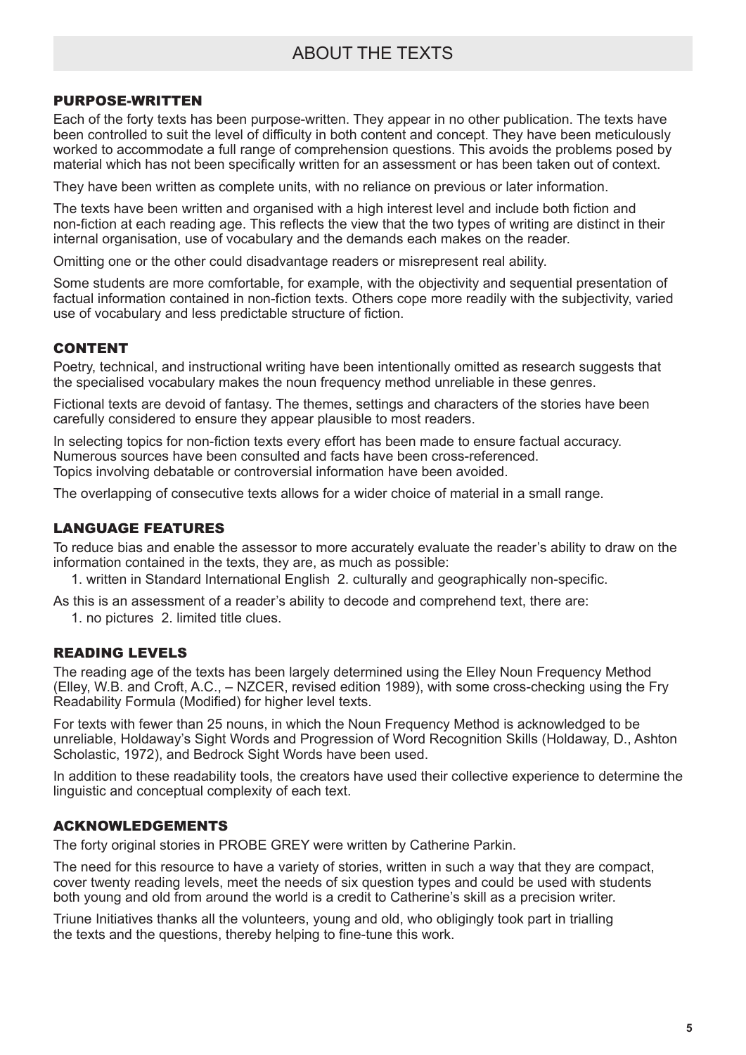# ABOUT THE TEXTS

## PURPOSE-WRITTEN

Each of the forty texts has been purpose-written. They appear in no other publication. The texts have been controlled to suit the level of difficulty in both content and concept. They have been meticulously worked to accommodate a full range of comprehension questions. This avoids the problems posed by material which has not been specifically written for an assessment or has been taken out of context.

They have been written as complete units, with no reliance on previous or later information.

The texts have been written and organised with a high interest level and include both fiction and non-fiction at each reading age. This reflects the view that the two types of writing are distinct in their internal organisation, use of vocabulary and the demands each makes on the reader.

Omitting one or the other could disadvantage readers or misrepresent real ability.

Some students are more comfortable, for example, with the objectivity and sequential presentation of factual information contained in non-fiction texts. Others cope more readily with the subjectivity, varied use of vocabulary and less predictable structure of fiction.

## CONTENT

Poetry, technical, and instructional writing have been intentionally omitted as research suggests that the specialised vocabulary makes the noun frequency method unreliable in these genres.

Fictional texts are devoid of fantasy. The themes, settings and characters of the stories have been carefully considered to ensure they appear plausible to most readers.

In selecting topics for non-fiction texts every effort has been made to ensure factual accuracy. Numerous sources have been consulted and facts have been cross-referenced.
Topics involving debatable or controversial information have been avoided.

The overlapping of consecutive texts allows for a wider choice of material in a small range.

## LANGUAGE FEATURES

To reduce bias and enable the assessor to more accurately evaluate the reader's ability to draw on the information contained in the texts, they are, as much as possible:

1. written in Standard International English 2. culturally and geographically non-specific.

As this is an assessment of a reader's ability to decode and comprehend text, there are:

1. no pictures 2. limited title clues.

## READING LEVELS

The reading age of the texts has been largely determined using the Elley Noun Frequency Method (Elley, W.B. and Croft, A.C., – NZCER, revised edition 1989), with some cross-checking using the Fry Readability Formula (Modified) for higher level texts.

For texts with fewer than 25 nouns, in which the Noun Frequency Method is acknowledged to be unreliable, Holdaway's Sight Words and Progression of Word Recognition Skills (Holdaway, D., Ashton Scholastic, 1972), and Bedrock Sight Words have been used.

In addition to these readability tools, the creators have used their collective experience to determine the linguistic and conceptual complexity of each text.

## ACKNOWLEDGEMENTS

The forty original stories in PROBE GREY were written by Catherine Parkin.

The need for this resource to have a variety of stories, written in such a way that they are compact, cover twenty reading levels, meet the needs of six question types and could be used with students both young and old from around the world is a credit to Catherine's skill as a precision writer.

Triune Initiatives thanks all the volunteers, young and old, who obligingly took part in trialling the texts and the questions, thereby helping to fine-tune this work.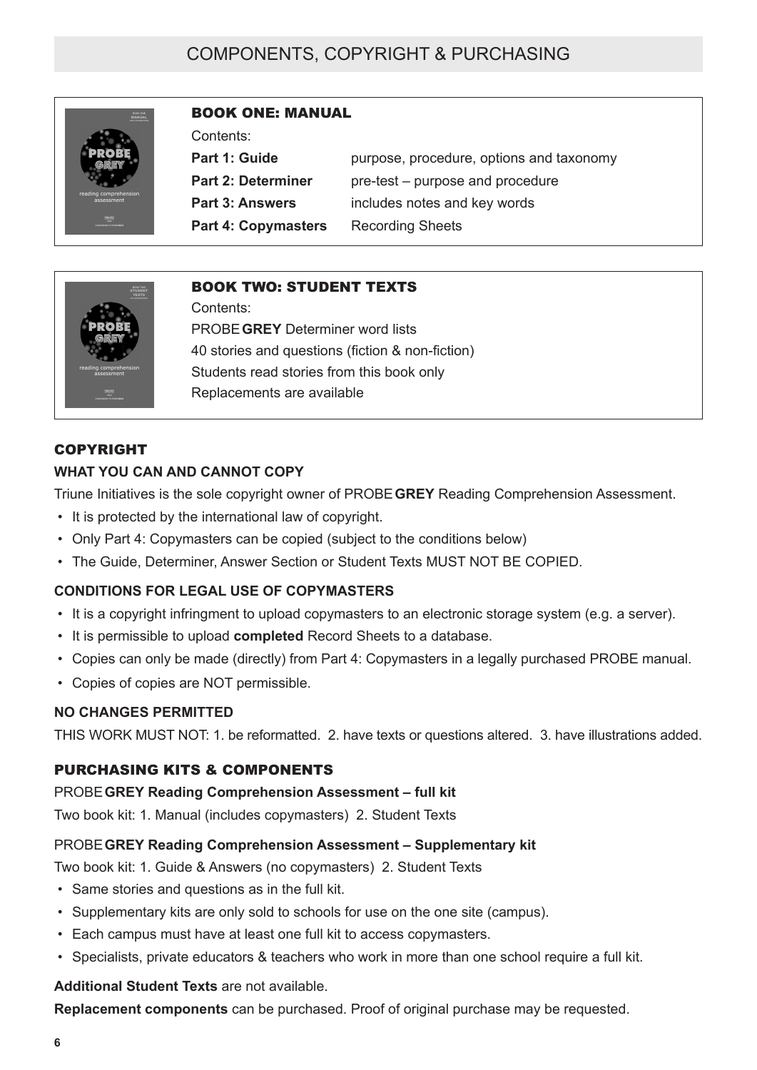# COMPONENTS, COPYRIGHT & PURCHASING

## BOOK ONE: MANUAL

Contents:

| | |
|---|---|
| **Part 1: Guide** | purpose, procedure, options and taxonomy |
| **Part 2: Determiner** | pre-test – purpose and procedure |
| **Part 3: Answers** | includes notes and key words |
| **Part 4: Copymasters** | Recording Sheets |

## BOOK TWO: STUDENT TEXTS

Contents:

PROBE **GREY** Determiner word lists

40 stories and questions (fiction & non-fiction)

Students read stories from this book only

Replacements are available

## COPYRIGHT

### WHAT YOU CAN AND CANNOT COPY

Triune Initiatives is the sole copyright owner of PROBE **GREY** Reading Comprehension Assessment.

- It is protected by the international law of copyright.
- Only Part 4: Copymasters can be copied (subject to the conditions below)
- The Guide, Determiner, Answer Section or Student Texts MUST NOT BE COPIED.

### CONDITIONS FOR LEGAL USE OF COPYMASTERS

- It is a copyright infringment to upload copymasters to an electronic storage system (e.g. a server).
- It is permissible to upload **completed** Record Sheets to a database.
- Copies can only be made (directly) from Part 4: Copymasters in a legally purchased PROBE manual.
- Copies of copies are NOT permissible.

### NO CHANGES PERMITTED

THIS WORK MUST NOT: 1. be reformatted. 2. have texts or questions altered. 3. have illustrations added.

## PURCHASING KITS & COMPONENTS

PROBE **GREY Reading Comprehension Assessment – full kit**

Two book kit: 1. Manual (includes copymasters) 2. Student Texts

PROBE **GREY Reading Comprehension Assessment – Supplementary kit**

Two book kit: 1. Guide & Answers (no copymasters) 2. Student Texts

- Same stories and questions as in the full kit.
- Supplementary kits are only sold to schools for use on the one site (campus).
- Each campus must have at least one full kit to access copymasters.
- Specialists, private educators & teachers who work in more than one school require a full kit.

**Additional Student Texts** are not available.

**Replacement components** can be purchased. Proof of original purchase may be requested.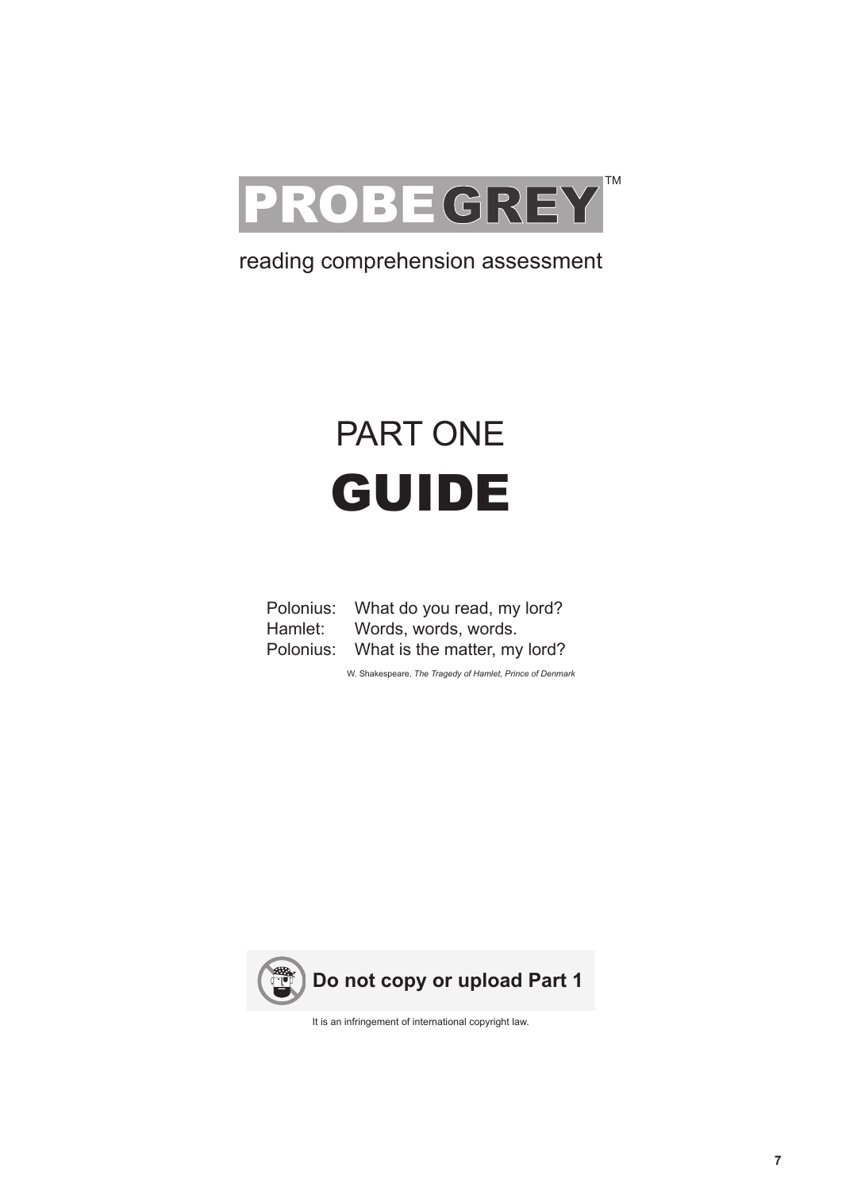# PROBE GREY™

reading comprehension assessment

# PART ONE
# GUIDE

Polonius: What do you read, my lord?
Hamlet: Words, words, words.
Polonius: What is the matter, my lord?

W. Shakespeare, *The Tragedy of Hamlet, Prince of Denmark*

**Do not copy or upload Part 1**

It is an infringement of international copyright law.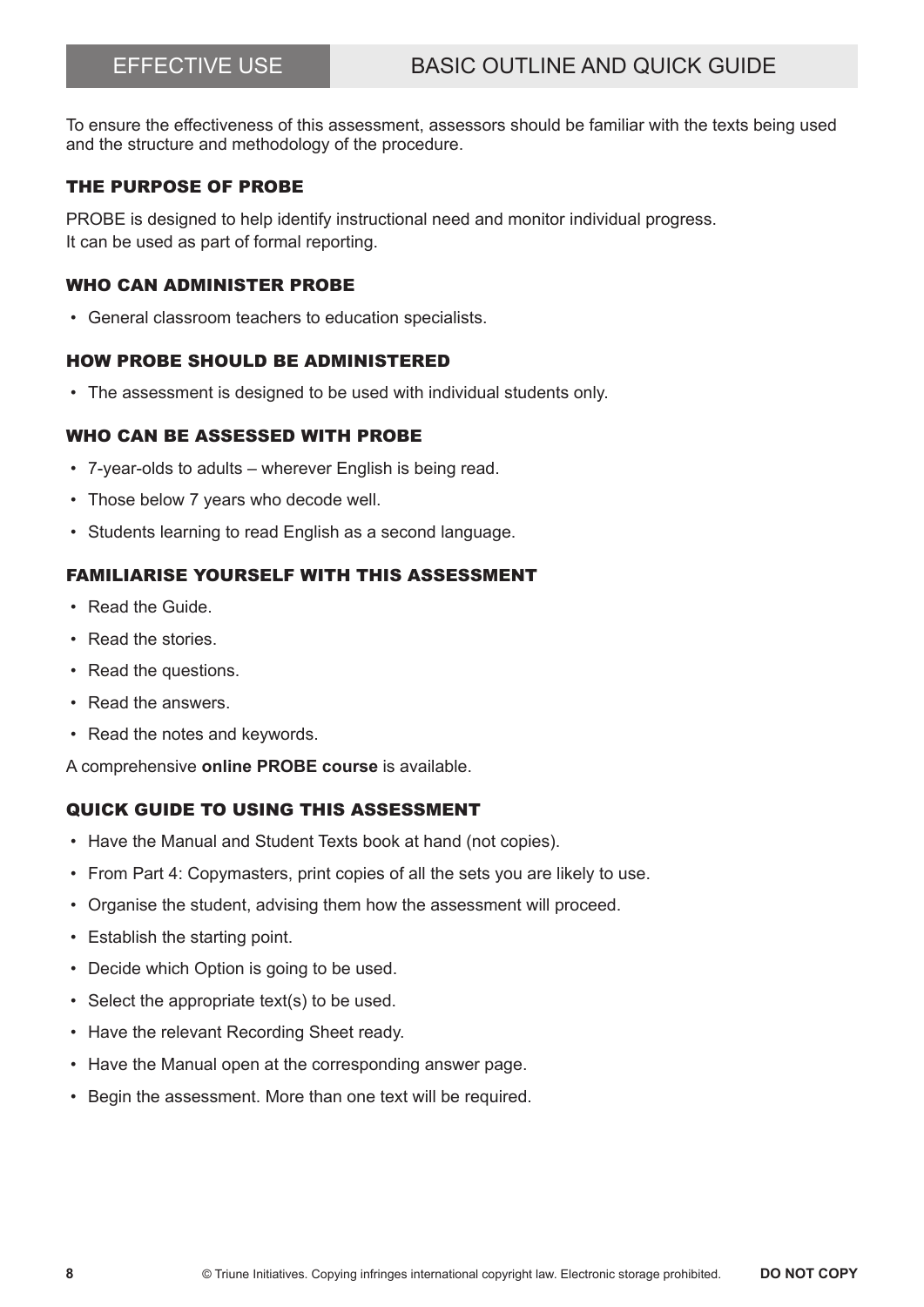# EFFECTIVE USE — BASIC OUTLINE AND QUICK GUIDE

To ensure the effectiveness of this assessment, assessors should be familiar with the texts being used and the structure and methodology of the procedure.

## THE PURPOSE OF PROBE

PROBE is designed to help identify instructional need and monitor individual progress.
It can be used as part of formal reporting.

## WHO CAN ADMINISTER PROBE

- General classroom teachers to education specialists.

## HOW PROBE SHOULD BE ADMINISTERED

- The assessment is designed to be used with individual students only.

## WHO CAN BE ASSESSED WITH PROBE

- 7-year-olds to adults – wherever English is being read.
- Those below 7 years who decode well.
- Students learning to read English as a second language.

## FAMILIARISE YOURSELF WITH THIS ASSESSMENT

- Read the Guide.
- Read the stories.
- Read the questions.
- Read the answers.
- Read the notes and keywords.

A comprehensive **online PROBE course** is available.

## QUICK GUIDE TO USING THIS ASSESSMENT

- Have the Manual and Student Texts book at hand (not copies).
- From Part 4: Copymasters, print copies of all the sets you are likely to use.
- Organise the student, advising them how the assessment will proceed.
- Establish the starting point.
- Decide which Option is going to be used.
- Select the appropriate text(s) to be used.
- Have the relevant Recording Sheet ready.
- Have the Manual open at the corresponding answer page.
- Begin the assessment. More than one text will be required.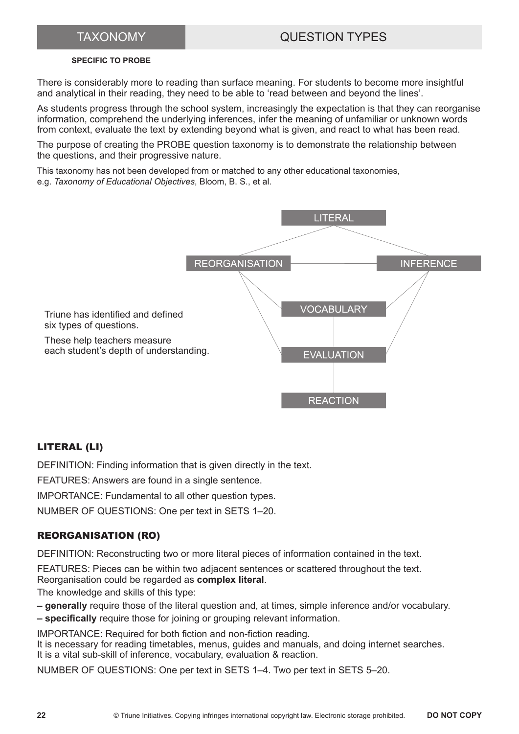# TAXONOMY — QUESTION TYPES

**SPECIFIC TO PROBE**

There is considerably more to reading than surface meaning. For students to become more insightful and analytical in their reading, they need to be able to 'read between and beyond the lines'.

As students progress through the school system, increasingly the expectation is that they can reorganise information, comprehend the underlying inferences, infer the meaning of unfamiliar or unknown words from context, evaluate the text by extending beyond what is given, and react to what has been read.

The purpose of creating the PROBE question taxonomy is to demonstrate the relationship between the questions, and their progressive nature.

This taxonomy has not been developed from or matched to any other educational taxonomies, e.g. *Taxonomy of Educational Objectives*, Bloom, B. S., et al.

Triune has identified and defined six types of questions.

These help teachers measure each student's depth of understanding.

LITERAL

REORGANISATION — INFERENCE

VOCABULARY

EVALUATION

REACTION

## LITERAL (LI)

DEFINITION: Finding information that is given directly in the text.

FEATURES: Answers are found in a single sentence.

IMPORTANCE: Fundamental to all other question types.

NUMBER OF QUESTIONS: One per text in SETS 1–20.

## REORGANISATION (RO)

DEFINITION: Reconstructing two or more literal pieces of information contained in the text.

FEATURES: Pieces can be within two adjacent sentences or scattered throughout the text.
Reorganisation could be regarded as **complex literal**.

The knowledge and skills of this type:

- **generally** require those of the literal question and, at times, simple inference and/or vocabulary.
- **specifically** require those for joining or grouping relevant information.

IMPORTANCE: Required for both fiction and non-fiction reading.
It is necessary for reading timetables, menus, guides and manuals, and doing internet searches.
It is a vital sub-skill of inference, vocabulary, evaluation & reaction.

NUMBER OF QUESTIONS: One per text in SETS 1–4. Two per text in SETS 5–20.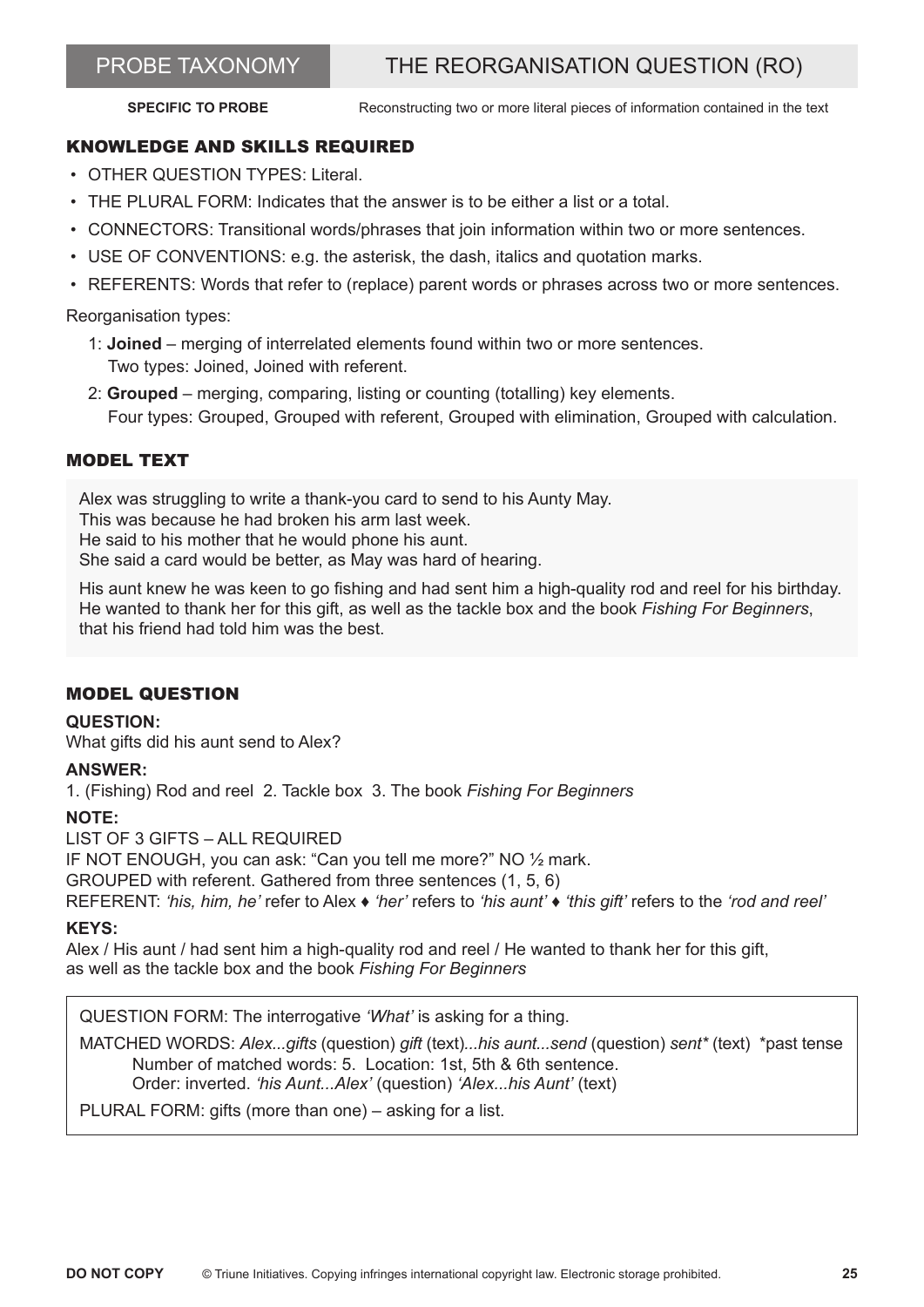# PROBE TAXONOMY — THE REORGANISATION QUESTION (RO)

**SPECIFIC TO PROBE** Reconstructing two or more literal pieces of information contained in the text

## KNOWLEDGE AND SKILLS REQUIRED

- OTHER QUESTION TYPES: Literal.
- THE PLURAL FORM: Indicates that the answer is to be either a list or a total.
- CONNECTORS: Transitional words/phrases that join information within two or more sentences.
- USE OF CONVENTIONS: e.g. the asterisk, the dash, italics and quotation marks.
- REFERENTS: Words that refer to (replace) parent words or phrases across two or more sentences.

Reorganisation types:

1: **Joined** – merging of interrelated elements found within two or more sentences.
   Two types: Joined, Joined with referent.

2: **Grouped** – merging, comparing, listing or counting (totalling) key elements.
   Four types: Grouped, Grouped with referent, Grouped with elimination, Grouped with calculation.

## MODEL TEXT

Alex was struggling to write a thank-you card to send to his Aunty May.
This was because he had broken his arm last week.
He said to his mother that he would phone his aunt.
She said a card would be better, as May was hard of hearing.

His aunt knew he was keen to go fishing and had sent him a high-quality rod and reel for his birthday.
He wanted to thank her for this gift, as well as the tackle box and the book *Fishing For Beginners*, that his friend had told him was the best.

## MODEL QUESTION

**QUESTION:**
What gifts did his aunt send to Alex?

**ANSWER:**
1. (Fishing) Rod and reel 2. Tackle box 3. The book *Fishing For Beginners*

**NOTE:**
LIST OF 3 GIFTS – ALL REQUIRED
IF NOT ENOUGH, you can ask: "Can you tell me more?" NO ½ mark.
GROUPED with referent. Gathered from three sentences (1, 5, 6)
REFERENT: *'his, him, he'* refer to Alex ♦ *'her'* refers to *'his aunt'* ♦ *'this gift'* refers to the *'rod and reel'*

**KEYS:**
Alex / His aunt / had sent him a high-quality rod and reel / He wanted to thank her for this gift, as well as the tackle box and the book *Fishing For Beginners*

QUESTION FORM: The interrogative *'What'* is asking for a thing.

MATCHED WORDS: *Alex...gifts* (question) *gift* (text)*...his aunt...send* (question) *sent** (text) *past tense
  Number of matched words: 5. Location: 1st, 5th & 6th sentence.
  Order: inverted. *'his Aunt...Alex'* (question) *'Alex...his Aunt'* (text)

PLURAL FORM: gifts (more than one) – asking for a list.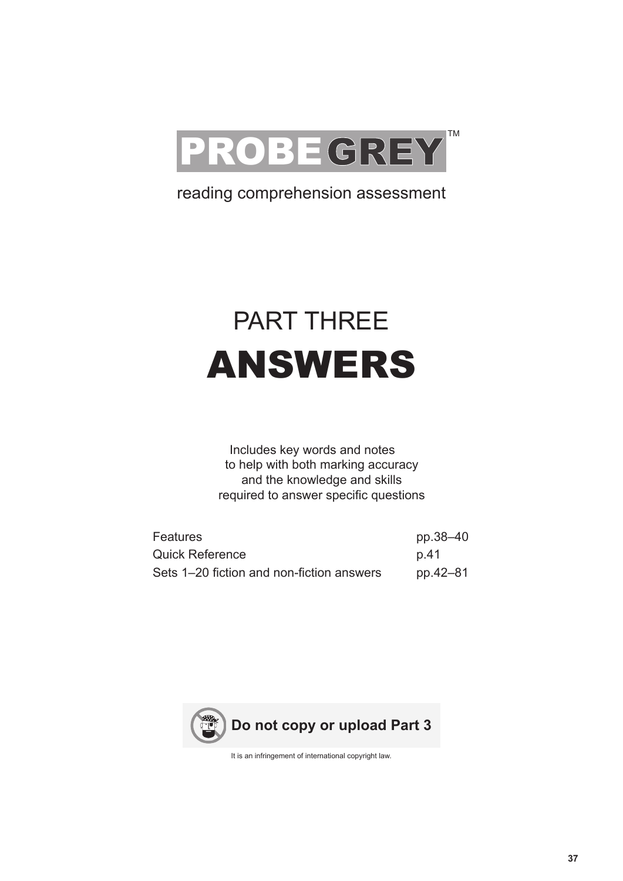# PROBE GREY™

reading comprehension assessment

# PART THREE

# ANSWERS

Includes key words and notes to help with both marking accuracy and the knowledge and skills required to answer specific questions

| | |
|---|---|
| Features | pp.38–40 |
| Quick Reference | p.41 |
| Sets 1–20 fiction and non-fiction answers | pp.42–81 |

**Do not copy or upload Part 3**

It is an infringement of international copyright law.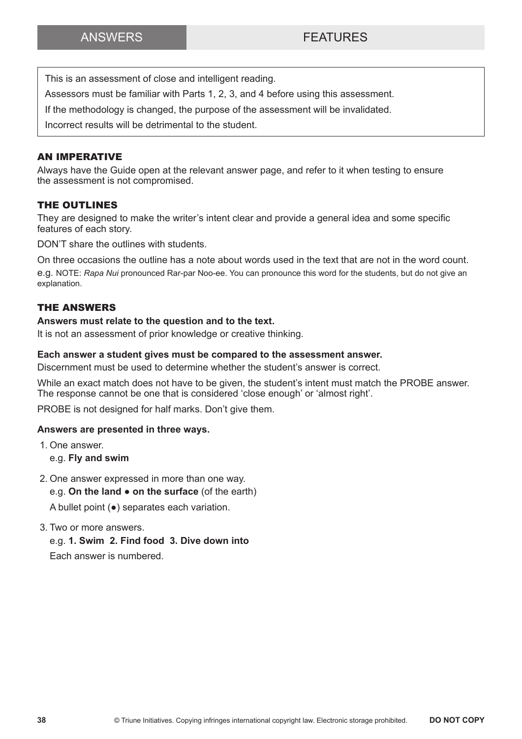ANSWERS | FEATURES

> This is an assessment of close and intelligent reading.
>
> Assessors must be familiar with Parts 1, 2, 3, and 4 before using this assessment.
>
> If the methodology is changed, the purpose of the assessment will be invalidated.
>
> Incorrect results will be detrimental to the student.

### AN IMPERATIVE

Always have the Guide open at the relevant answer page, and refer to it when testing to ensure the assessment is not compromised.

### THE OUTLINES

They are designed to make the writer's intent clear and provide a general idea and some specific features of each story.

DON'T share the outlines with students.

On three occasions the outline has a note about words used in the text that are not in the word count.

e.g. NOTE: *Rapa Nui* pronounced Rar-par Noo-ee. You can pronounce this word for the students, but do not give an explanation.

### THE ANSWERS

**Answers must relate to the question and to the text.**

It is not an assessment of prior knowledge or creative thinking.

**Each answer a student gives must be compared to the assessment answer.**

Discernment must be used to determine whether the student's answer is correct.

While an exact match does not have to be given, the student's intent must match the PROBE answer. The response cannot be one that is considered 'close enough' or 'almost right'.

PROBE is not designed for half marks. Don't give them.

**Answers are presented in three ways.**

1. One answer.
   e.g. **Fly and swim**
2. One answer expressed in more than one way.
   e.g. **On the land ● on the surface** (of the earth)
   A bullet point (●) separates each variation.
3. Two or more answers.
   e.g. **1. Swim 2. Find food 3. Dive down into**
   Each answer is numbered.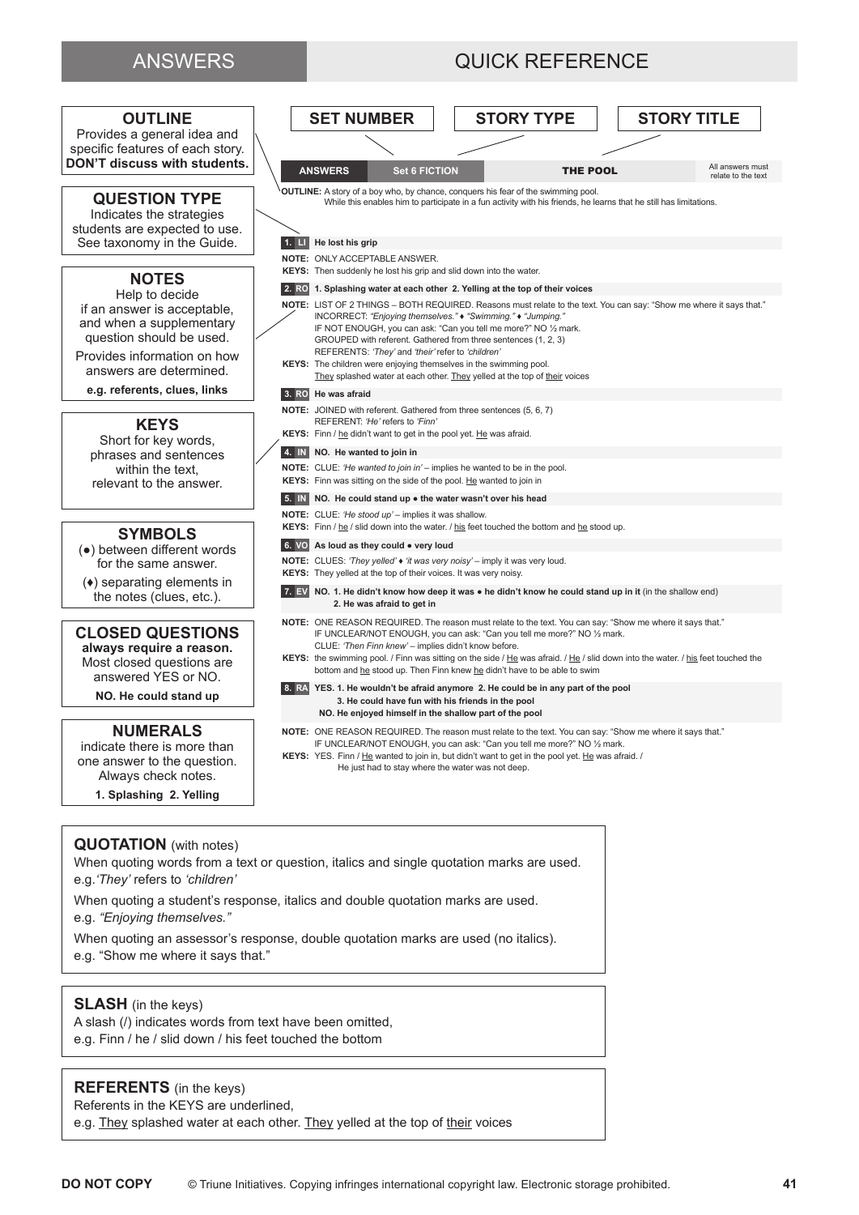# ANSWERS — QUICK REFERENCE

**OUTLINE**
Provides a general idea and specific features of each story.
**DON'T discuss with students.**

**QUESTION TYPE**
Indicates the strategies students are expected to use. See taxonomy in the Guide.

**NOTES**
Help to decide if an answer is acceptable, and when a supplementary question should be used.
Provides information on how answers are determined.
**e.g. referents, clues, links**

**KEYS**
Short for key words, phrases and sentences within the text, relevant to the answer.

**SYMBOLS**
(●) between different words for the same answer.
(♦) separating elements in the notes (clues, etc.).

**CLOSED QUESTIONS**
**always require a reason.**
Most closed questions are answered YES or NO.
**NO. He could stand up**

**NUMERALS**
indicate there is more than one answer to the question. Always check notes.
**1. Splashing 2. Yelling**

**SET NUMBER** | **STORY TYPE** | **STORY TITLE**

| ANSWERS | Set 6 FICTION | THE POOL | All answers must relate to the text |
|---|---|---|---|

**OUTLINE:** A story of a boy who, by chance, conquers his fear of the swimming pool. While this enables him to participate in a fun activity with his friends, he learns that he still has limitations.

**1. LI** **He lost his grip**
**NOTE:** ONLY ACCEPTABLE ANSWER.
**KEYS:** Then suddenly he lost his grip and slid down into the water.

**2. RO** **1. Splashing water at each other 2. Yelling at the top of their voices**
**NOTE:** LIST OF 2 THINGS – BOTH REQUIRED. Reasons must relate to the text. You can say: "Show me where it says that."
INCORRECT: *"Enjoying themselves."* ♦ *"Swimming."* ♦ *"Jumping."*
IF NOT ENOUGH, you can ask: "Can you tell me more?" NO ½ mark.
GROUPED with referent. Gathered from three sentences (1, 2, 3)
REFERENTS: *'They'* and *'their'* refer to *'children'*
**KEYS:** The children were enjoying themselves in the swimming pool.
<u>They</u> splashed water at each other. <u>They</u> yelled at the top of <u>their</u> voices

**3. RO** **He was afraid**
**NOTE:** JOINED with referent. Gathered from three sentences (5, 6, 7)
REFERENT: *'He'* refers to *'Finn'*
**KEYS:** Finn / <u>he</u> didn't want to get in the pool yet. <u>He</u> was afraid.

**4. IN** **NO. He wanted to join in**
**NOTE:** CLUE: *'He wanted to join in'* – implies he wanted to be in the pool.
**KEYS:** Finn was sitting on the side of the pool. <u>He</u> wanted to join in

**5. IN** **NO. He could stand up ● the water wasn't over his head**
**NOTE:** CLUE: *'He stood up'* – implies it was shallow.
**KEYS:** Finn / <u>he</u> / slid down into the water. / <u>his</u> feet touched the bottom and <u>he</u> stood up.

**6. VO** **As loud as they could ● very loud**
**NOTE:** CLUES: *'They yelled'* ♦ *'it was very noisy'* – imply it was very loud.
**KEYS:** They yelled at the top of their voices. It was very noisy.

**7. EV** **NO. 1. He didn't know how deep it was ● he didn't know he could stand up in it** (in the shallow end)
**2. He was afraid to get in**
**NOTE:** ONE REASON REQUIRED. The reason must relate to the text. You can say: "Show me where it says that."
IF UNCLEAR/NOT ENOUGH, you can ask: "Can you tell me more?" NO ½ mark.
CLUE: *'Then Finn knew'* – implies didn't know before.
**KEYS:** the swimming pool. / Finn was sitting on the side / <u>He</u> was afraid. / <u>He</u> / slid down into the water. / <u>his</u> feet touched the bottom and <u>he</u> stood up. Then Finn knew <u>he</u> didn't have to be able to swim

**8. RA** **YES. 1. He wouldn't be afraid anymore 2. He could be in any part of the pool**
**3. He could have fun with his friends in the pool**
**NO. He enjoyed himself in the shallow part of the pool**
**NOTE:** ONE REASON REQUIRED. The reason must relate to the text. You can say: "Show me where it says that."
IF UNCLEAR/NOT ENOUGH, you can ask: "Can you tell me more?" NO ½ mark.
**KEYS:** YES. Finn / <u>He</u> wanted to join in, but didn't want to get in the pool yet. <u>He</u> was afraid. /
He just had to stay where the water was not deep.

**QUOTATION** (with notes)
When quoting words from a text or question, italics and single quotation marks are used.
e.g.*'They'* refers to *'children'*
When quoting a student's response, italics and double quotation marks are used.
e.g. *"Enjoying themselves."*
When quoting an assessor's response, double quotation marks are used (no italics).
e.g. "Show me where it says that."

**SLASH** (in the keys)
A slash (/) indicates words from text have been omitted,
e.g. Finn / he / slid down / his feet touched the bottom

**REFERENTS** (in the keys)
Referents in the KEYS are underlined,
e.g. <u>They</u> splashed water at each other. <u>They</u> yelled at the top of <u>their</u> voices

**DO NOT COPY** © Triune Initiatives. Copying infringes international copyright law. Electronic storage prohibited.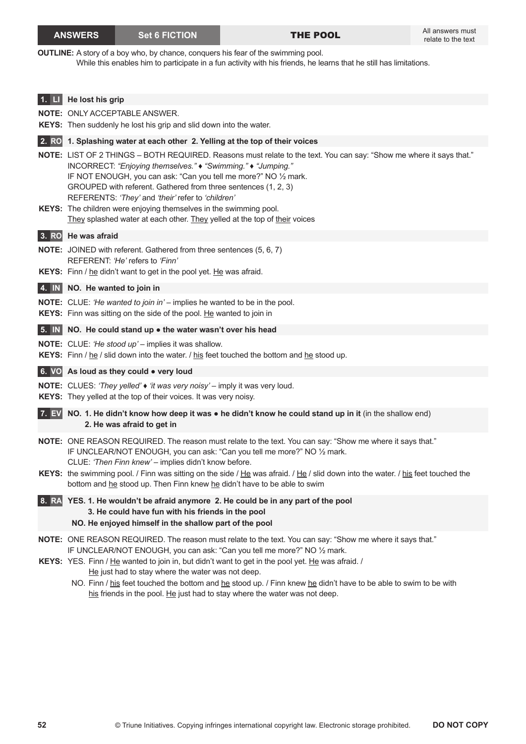**ANSWERS** | **Set 6 FICTION** | **THE POOL** | All answers must relate to the text

**OUTLINE:** A story of a boy who, by chance, conquers his fear of the swimming pool.
While this enables him to participate in a fun activity with his friends, he learns that he still has limitations.

**1. LI He lost his grip**

**NOTE:** ONLY ACCEPTABLE ANSWER.
**KEYS:** Then suddenly he lost his grip and slid down into the water.

**2. RO 1. Splashing water at each other 2. Yelling at the top of their voices**

**NOTE:** LIST OF 2 THINGS – BOTH REQUIRED. Reasons must relate to the text. You can say: "Show me where it says that."
INCORRECT: *"Enjoying themselves."* ♦ *"Swimming."* ♦ *"Jumping."*
IF NOT ENOUGH, you can ask: "Can you tell me more?" NO ½ mark.
GROUPED with referent. Gathered from three sentences (1, 2, 3)
REFERENTS: *'They'* and *'their'* refer to *'children'*
**KEYS:** The children were enjoying themselves in the swimming pool.
They splashed water at each other. They yelled at the top of their voices

**3. RO He was afraid**

**NOTE:** JOINED with referent. Gathered from three sentences (5, 6, 7)
REFERENT: *'He'* refers to *'Finn'*
**KEYS:** Finn / he didn't want to get in the pool yet. He was afraid.

**4. IN NO. He wanted to join in**

**NOTE:** CLUE: *'He wanted to join in'* – implies he wanted to be in the pool.
**KEYS:** Finn was sitting on the side of the pool. He wanted to join in

**5. IN NO. He could stand up • the water wasn't over his head**

**NOTE:** CLUE: *'He stood up'* – implies it was shallow.
**KEYS:** Finn / he / slid down into the water. / his feet touched the bottom and he stood up.

**6. VO As loud as they could • very loud**

**NOTE:** CLUES: *'They yelled'* ♦ *'it was very noisy'* – imply it was very loud.
**KEYS:** They yelled at the top of their voices. It was very noisy.

**7. EV NO. 1. He didn't know how deep it was • he didn't know he could stand up in it** (in the shallow end)
**2. He was afraid to get in**

**NOTE:** ONE REASON REQUIRED. The reason must relate to the text. You can say: "Show me where it says that."
IF UNCLEAR/NOT ENOUGH, you can ask: "Can you tell me more?" NO ½ mark.
CLUE: *'Then Finn knew'* – implies didn't know before.
**KEYS:** the swimming pool. / Finn was sitting on the side / He was afraid. / He / slid down into the water. / his feet touched the bottom and he stood up. Then Finn knew he didn't have to be able to swim

**8. RA YES. 1. He wouldn't be afraid anymore 2. He could be in any part of the pool**
**3. He could have fun with his friends in the pool**
**NO. He enjoyed himself in the shallow part of the pool**

**NOTE:** ONE REASON REQUIRED. The reason must relate to the text. You can say: "Show me where it says that."
IF UNCLEAR/NOT ENOUGH, you can ask: "Can you tell me more?" NO ½ mark.
**KEYS:** YES. Finn / He wanted to join in, but didn't want to get in the pool yet. He was afraid. /
He just had to stay where the water was not deep.
NO. Finn / his feet touched the bottom and he stood up. / Finn knew he didn't have to be able to swim to be with his friends in the pool. He just had to stay where the water was not deep.

© Triune Initiatives. Copying infringes international copyright law. Electronic storage prohibited. **DO NOT COPY**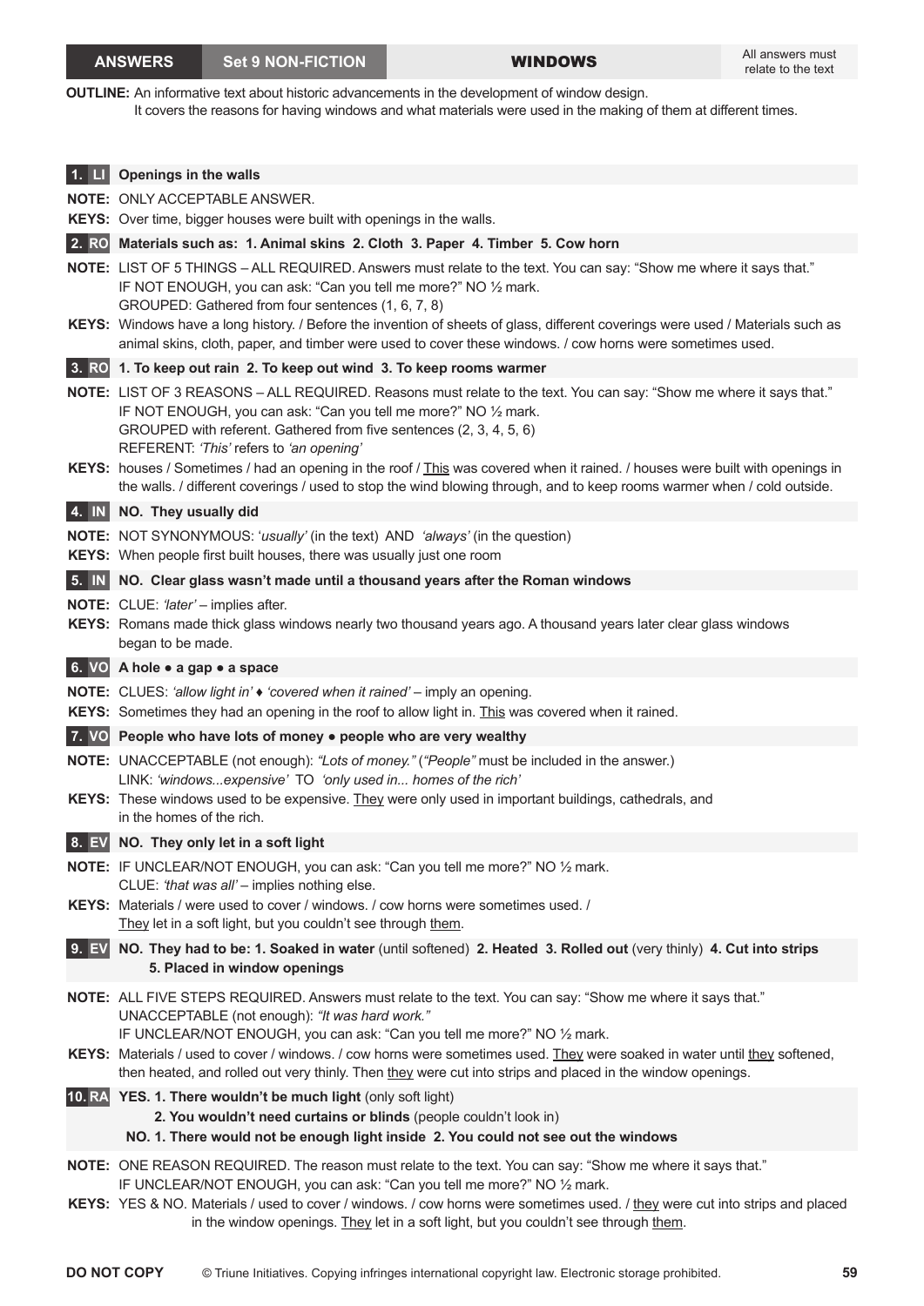**ANSWERS** | **Set 9 NON-FICTION** | **WINDOWS** | All answers must relate to the text

**OUTLINE:** An informative text about historic advancements in the development of window design.
It covers the reasons for having windows and what materials were used in the making of them at different times.

**1. LI Openings in the walls**

**NOTE:** ONLY ACCEPTABLE ANSWER.
**KEYS:** Over time, bigger houses were built with openings in the walls.

**2. RO Materials such as: 1. Animal skins 2. Cloth 3. Paper 4. Timber 5. Cow horn**

**NOTE:** LIST OF 5 THINGS – ALL REQUIRED. Answers must relate to the text. You can say: "Show me where it says that."
IF NOT ENOUGH, you can ask: "Can you tell me more?" NO ½ mark.
GROUPED: Gathered from four sentences (1, 6, 7, 8)
**KEYS:** Windows have a long history. / Before the invention of sheets of glass, different coverings were used / Materials such as animal skins, cloth, paper, and timber were used to cover these windows. / cow horns were sometimes used.

**3. RO 1. To keep out rain 2. To keep out wind 3. To keep rooms warmer**

**NOTE:** LIST OF 3 REASONS – ALL REQUIRED. Reasons must relate to the text. You can say: "Show me where it says that."
IF NOT ENOUGH, you can ask: "Can you tell me more?" NO ½ mark.
GROUPED with referent. Gathered from five sentences (2, 3, 4, 5, 6)
REFERENT: *'This'* refers to *'an opening'*
**KEYS:** houses / Sometimes / had an opening in the roof / This was covered when it rained. / houses were built with openings in the walls. / different coverings / used to stop the wind blowing through, and to keep rooms warmer when / cold outside.

**4. IN NO. They usually did**

**NOTE:** NOT SYNONYMOUS: '*usually'* (in the text) AND *'always'* (in the question)
**KEYS:** When people first built houses, there was usually just one room

**5. IN NO. Clear glass wasn't made until a thousand years after the Roman windows**

**NOTE:** CLUE: *'later'* – implies after.
**KEYS:** Romans made thick glass windows nearly two thousand years ago. A thousand years later clear glass windows began to be made.

**6. VO A hole • a gap • a space**

**NOTE:** CLUES: *'allow light in'* ♦ *'covered when it rained'* – imply an opening.
**KEYS:** Sometimes they had an opening in the roof to allow light in. This was covered when it rained.

**7. VO People who have lots of money • people who are very wealthy**

**NOTE:** UNACCEPTABLE (not enough): *"Lots of money."* (*"People"* must be included in the answer.)
LINK: *'windows...expensive'* TO *'only used in... homes of the rich'*
**KEYS:** These windows used to be expensive. They were only used in important buildings, cathedrals, and in the homes of the rich.

**8. EV NO. They only let in a soft light**

**NOTE:** IF UNCLEAR/NOT ENOUGH, you can ask: "Can you tell me more?" NO ½ mark.
CLUE: *'that was all'* – implies nothing else.
**KEYS:** Materials / were used to cover / windows. / cow horns were sometimes used. /
They let in a soft light, but you couldn't see through them.

**9. EV NO. They had to be: 1. Soaked in water** (until softened) **2. Heated 3. Rolled out** (very thinly) **4. Cut into strips 5. Placed in window openings**

**NOTE:** ALL FIVE STEPS REQUIRED. Answers must relate to the text. You can say: "Show me where it says that."
UNACCEPTABLE (not enough): *"It was hard work."*
IF UNCLEAR/NOT ENOUGH, you can ask: "Can you tell me more?" NO ½ mark.
**KEYS:** Materials / used to cover / windows. / cow horns were sometimes used. They were soaked in water until they softened, then heated, and rolled out very thinly. Then they were cut into strips and placed in the window openings.

**10. RA YES. 1. There wouldn't be much light** (only soft light)
**2. You wouldn't need curtains or blinds** (people couldn't look in)
**NO. 1. There would not be enough light inside 2. You could not see out the windows**

**NOTE:** ONE REASON REQUIRED. The reason must relate to the text. You can say: "Show me where it says that."
IF UNCLEAR/NOT ENOUGH, you can ask: "Can you tell me more?" NO ½ mark.
**KEYS:** YES & NO. Materials / used to cover / windows. / cow horns were sometimes used. / they were cut into strips and placed in the window openings. They let in a soft light, but you couldn't see through them.

DO NOT COPY © Triune Initiatives. Copying infringes international copyright law. Electronic storage prohibited.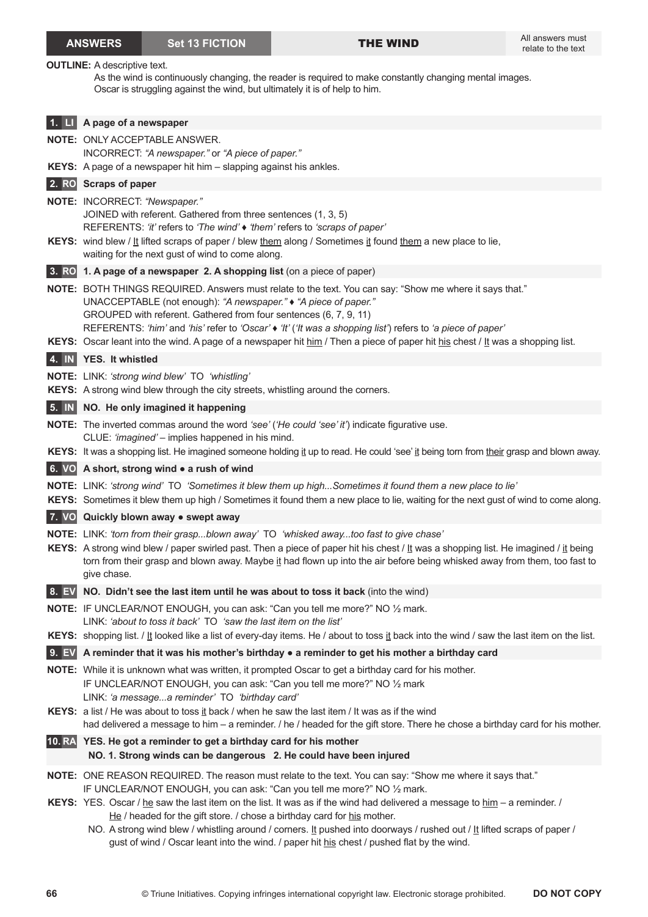**ANSWERS** | **Set 13 FICTION** | **THE WIND** | All answers must relate to the text

**OUTLINE:** A descriptive text.
As the wind is continuously changing, the reader is required to make constantly changing mental images.
Oscar is struggling against the wind, but ultimately it is of help to him.

**1. LI A page of a newspaper**

**NOTE:** ONLY ACCEPTABLE ANSWER.
INCORRECT: *"A newspaper."* or *"A piece of paper."*
**KEYS:** A page of a newspaper hit him – slapping against his ankles.

**2. RO Scraps of paper**

**NOTE:** INCORRECT: *"Newspaper."*
JOINED with referent. Gathered from three sentences (1, 3, 5)
REFERENTS: *'it'* refers to *'The wind'* ♦ *'them'* refers to *'scraps of paper'*
**KEYS:** wind blew / It lifted scraps of paper / blew them along / Sometimes it found them a new place to lie, waiting for the next gust of wind to come along.

**3. RO 1. A page of a newspaper 2. A shopping list** (on a piece of paper)

**NOTE:** BOTH THINGS REQUIRED. Answers must relate to the text. You can say: "Show me where it says that."
UNACCEPTABLE (not enough): *"A newspaper."* ♦ *"A piece of paper."*
GROUPED with referent. Gathered from four sentences (6, 7, 9, 11)
REFERENTS: *'him'* and *'his'* refer to *'Oscar'* ♦ *'It'* (*'It was a shopping list'*) refers to *'a piece of paper'*
**KEYS:** Oscar leant into the wind. A page of a newspaper hit him / Then a piece of paper hit his chest / It was a shopping list.

**4. IN YES. It whistled**

**NOTE:** LINK: *'strong wind blew'* TO *'whistling'*
**KEYS:** A strong wind blew through the city streets, whistling around the corners.

**5. IN NO. He only imagined it happening**

**NOTE:** The inverted commas around the word *'see'* (*'He could 'see' it'*) indicate figurative use.
CLUE: *'imagined'* – implies happened in his mind.
**KEYS:** It was a shopping list. He imagined someone holding it up to read. He could 'see' it being torn from their grasp and blown away.

**6. VO A short, strong wind ● a rush of wind**

**NOTE:** LINK: *'strong wind'* TO *'Sometimes it blew them up high...Sometimes it found them a new place to lie'*
**KEYS:** Sometimes it blew them up high / Sometimes it found them a new place to lie, waiting for the next gust of wind to come along.

**7. VO Quickly blown away ● swept away**

**NOTE:** LINK: *'torn from their grasp...blown away'* TO *'whisked away...too fast to give chase'*
**KEYS:** A strong wind blew / paper swirled past. Then a piece of paper hit his chest / It was a shopping list. He imagined / it being torn from their grasp and blown away. Maybe it had flown up into the air before being whisked away from them, too fast to give chase.

**8. EV NO. Didn't see the last item until he was about to toss it back** (into the wind)

**NOTE:** IF UNCLEAR/NOT ENOUGH, you can ask: "Can you tell me more?" NO ½ mark.
LINK: *'about to toss it back'* TO *'saw the last item on the list'*
**KEYS:** shopping list. / It looked like a list of every-day items. He / about to toss it back into the wind / saw the last item on the list.

**9. EV A reminder that it was his mother's birthday ● a reminder to get his mother a birthday card**

**NOTE:** While it is unknown what was written, it prompted Oscar to get a birthday card for his mother.
IF UNCLEAR/NOT ENOUGH, you can ask: "Can you tell me more?" NO ½ mark
LINK: *'a message...a reminder'* TO *'birthday card'*
**KEYS:** a list / He was about to toss it back / when he saw the last item / It was as if the wind had delivered a message to him – a reminder. / he / headed for the gift store. There he chose a birthday card for his mother.

**10. RA YES. He got a reminder to get a birthday card for his mother**
**NO. 1. Strong winds can be dangerous 2. He could have been injured**

**NOTE:** ONE REASON REQUIRED. The reason must relate to the text. You can say: "Show me where it says that."
IF UNCLEAR/NOT ENOUGH, you can ask: "Can you tell me more?" NO ½ mark.
**KEYS:** YES. Oscar / he saw the last item on the list. It was as if the wind had delivered a message to him – a reminder. / He / headed for the gift store. / chose a birthday card for his mother.
NO. A strong wind blew / whistling around / corners. It pushed into doorways / rushed out / It lifted scraps of paper / gust of wind / Oscar leant into the wind. / paper hit his chest / pushed flat by the wind.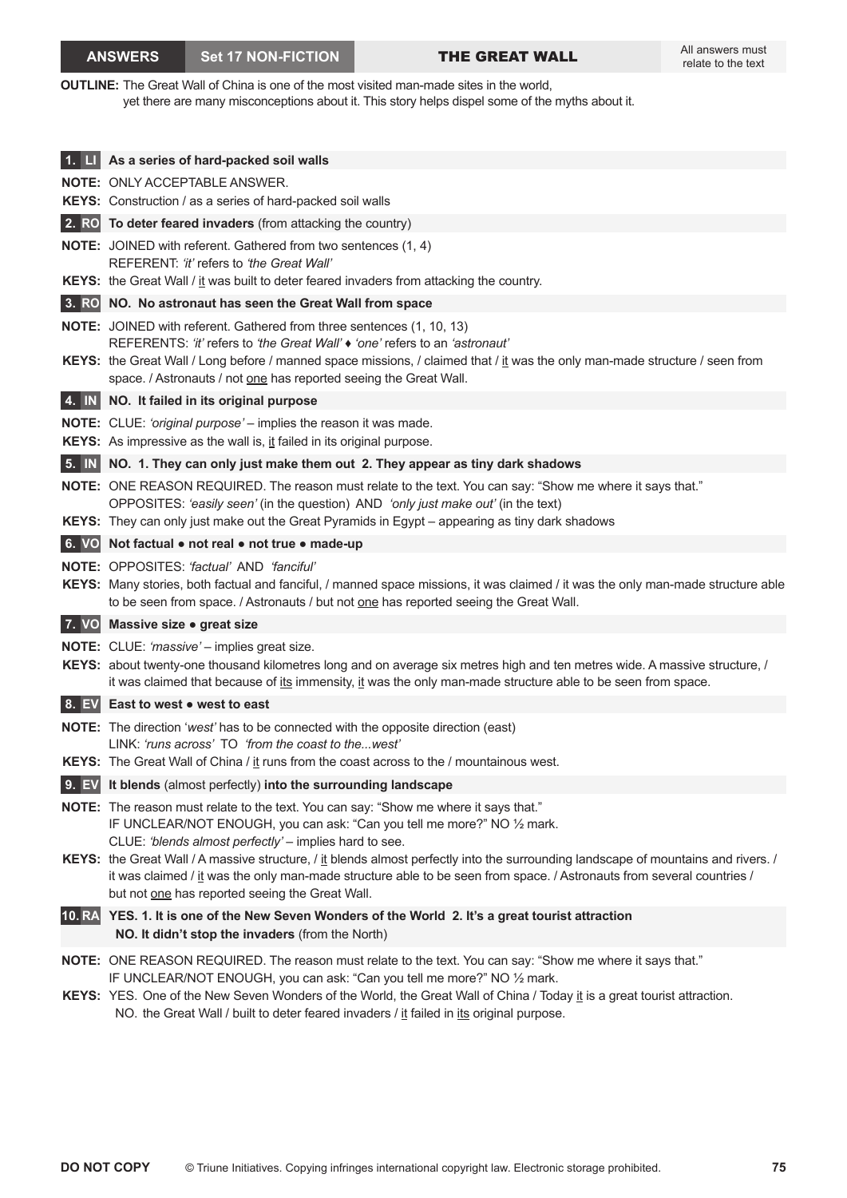**ANSWERS** | **Set 17 NON-FICTION** | **THE GREAT WALL** | All answers must relate to the text

**OUTLINE:** The Great Wall of China is one of the most visited man-made sites in the world, yet there are many misconceptions about it. This story helps dispel some of the myths about it.

**1. LI** **As a series of hard-packed soil walls**

**NOTE:** ONLY ACCEPTABLE ANSWER.
**KEYS:** Construction / as a series of hard-packed soil walls

**2. RO** **To deter feared invaders** (from attacking the country)

**NOTE:** JOINED with referent. Gathered from two sentences (1, 4)
REFERENT: *'it'* refers to *'the Great Wall'*
**KEYS:** the Great Wall / it was built to deter feared invaders from attacking the country.

**3. RO** **NO. No astronaut has seen the Great Wall from space**

**NOTE:** JOINED with referent. Gathered from three sentences (1, 10, 13)
REFERENTS: *'it'* refers to *'the Great Wall'* ♦ *'one'* refers to an *'astronaut'*
**KEYS:** the Great Wall / Long before / manned space missions, / claimed that / it was the only man-made structure / seen from space. / Astronauts / not one has reported seeing the Great Wall.

**4. IN** **NO. It failed in its original purpose**

**NOTE:** CLUE: *'original purpose'* – implies the reason it was made.
**KEYS:** As impressive as the wall is, it failed in its original purpose.

**5. IN** **NO. 1. They can only just make them out 2. They appear as tiny dark shadows**

**NOTE:** ONE REASON REQUIRED. The reason must relate to the text. You can say: "Show me where it says that."
OPPOSITES: *'easily seen'* (in the question) AND *'only just make out'* (in the text)
**KEYS:** They can only just make out the Great Pyramids in Egypt – appearing as tiny dark shadows

**6. VO** **Not factual • not real • not true • made-up**

**NOTE:** OPPOSITES: *'factual'* AND *'fanciful'*
**KEYS:** Many stories, both factual and fanciful, / manned space missions, it was claimed / it was the only man-made structure able to be seen from space. / Astronauts / but not one has reported seeing the Great Wall.

**7. VO** **Massive size • great size**

**NOTE:** CLUE: *'massive'* – implies great size.
**KEYS:** about twenty-one thousand kilometres long and on average six metres high and ten metres wide. A massive structure, / it was claimed that because of its immensity, it was the only man-made structure able to be seen from space.

**8. EV** **East to west • west to east**

**NOTE:** The direction '*west'* has to be connected with the opposite direction (east)
LINK: *'runs across'* TO *'from the coast to the...west'*
**KEYS:** The Great Wall of China / it runs from the coast across to the / mountainous west.

**9. EV** **It blends** (almost perfectly) **into the surrounding landscape**

**NOTE:** The reason must relate to the text. You can say: "Show me where it says that."
IF UNCLEAR/NOT ENOUGH, you can ask: "Can you tell me more?" NO ½ mark.
CLUE: *'blends almost perfectly'* – implies hard to see.
**KEYS:** the Great Wall / A massive structure, / it blends almost perfectly into the surrounding landscape of mountains and rivers. / it was claimed / it was the only man-made structure able to be seen from space. / Astronauts from several countries / but not one has reported seeing the Great Wall.

**10. RA** **YES. 1. It is one of the New Seven Wonders of the World 2. It's a great tourist attraction**
**NO. It didn't stop the invaders** (from the North)

**NOTE:** ONE REASON REQUIRED. The reason must relate to the text. You can say: "Show me where it says that."
IF UNCLEAR/NOT ENOUGH, you can ask: "Can you tell me more?" NO ½ mark.
**KEYS:** YES. One of the New Seven Wonders of the World, the Great Wall of China / Today it is a great tourist attraction.
NO. the Great Wall / built to deter feared invaders / it failed in its original purpose.

**DO NOT COPY** © Triune Initiatives. Copying infringes international copyright law. Electronic storage prohibited.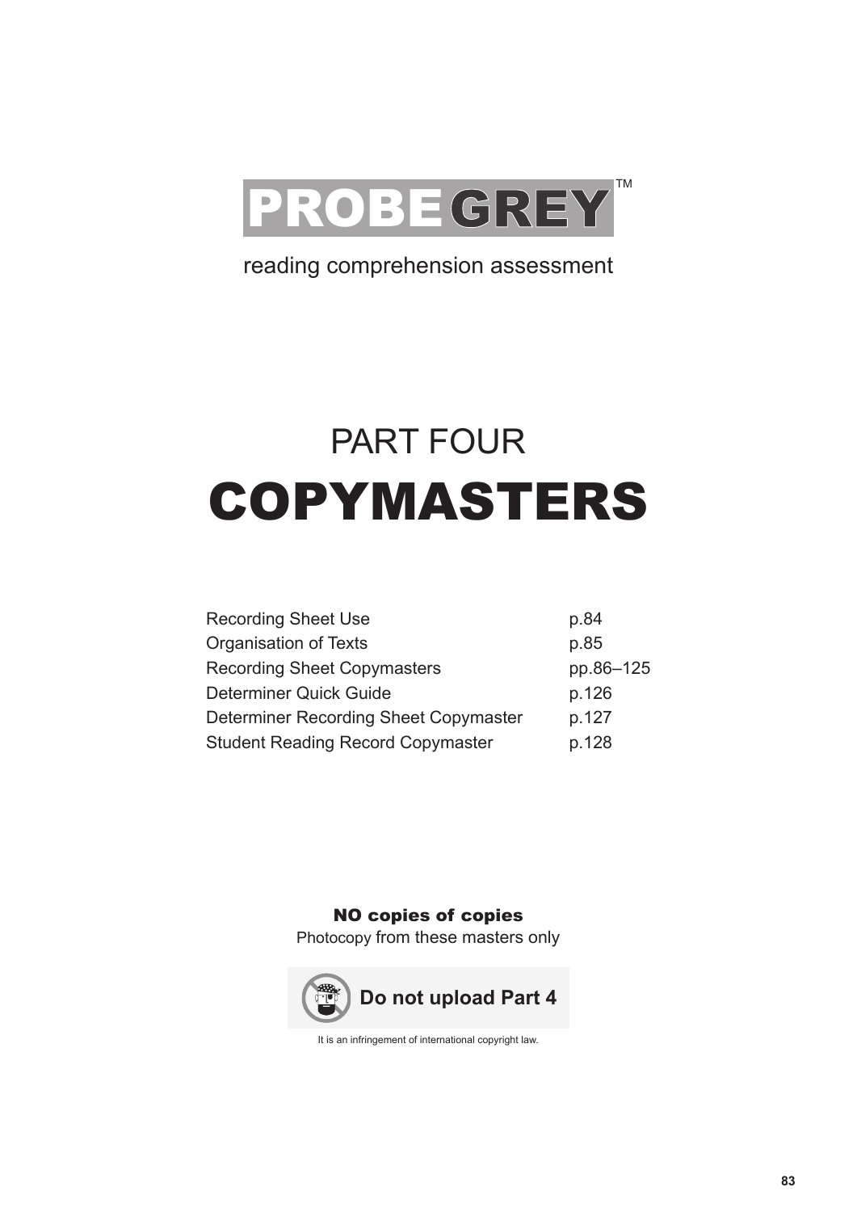# PROBE GREY™

reading comprehension assessment

# PART FOUR

# COPYMASTERS

| | |
|---|---|
| Recording Sheet Use | p.84 |
| Organisation of Texts | p.85 |
| Recording Sheet Copymasters | pp.86–125 |
| Determiner Quick Guide | p.126 |
| Determiner Recording Sheet Copymaster | p.127 |
| Student Reading Record Copymaster | p.128 |

**NO copies of copies**

Photocopy from these masters only

**Do not upload Part 4**

It is an infringement of international copyright law.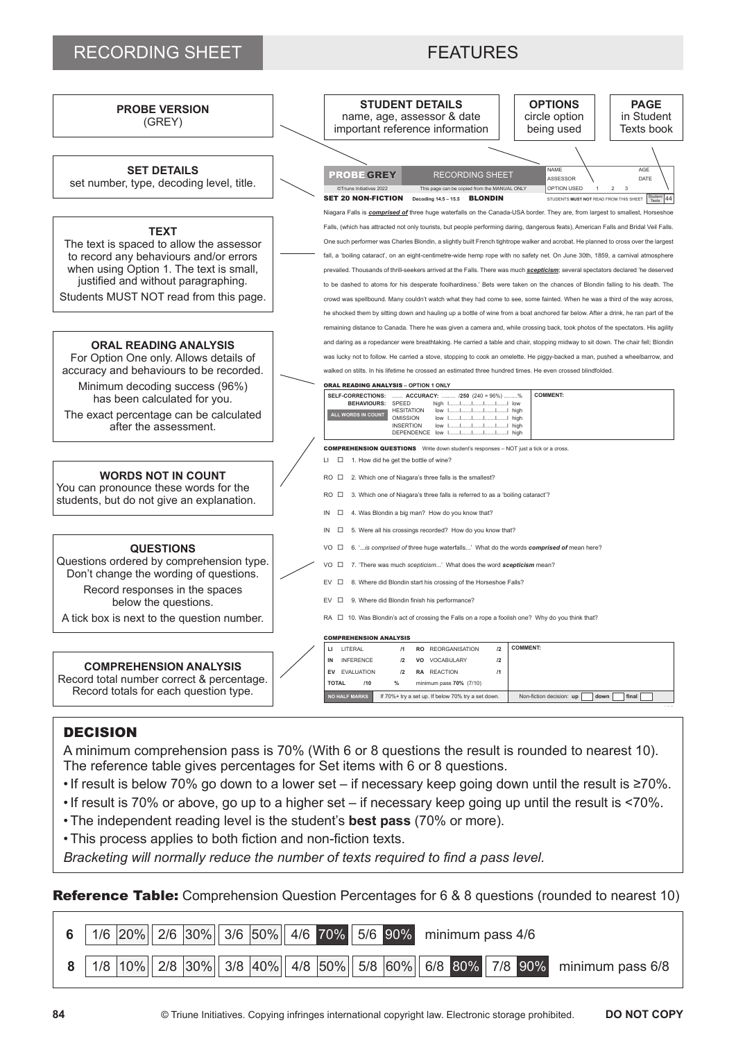# RECORDING SHEET — FEATURES

**PROBE VERSION**
(GREY)

**SET DETAILS**
set number, type, decoding level, title.

**TEXT**
The text is spaced to allow the assessor to record any behaviours and/or errors when using Option 1. The text is small, justified and without paragraphing.
Students MUST NOT read from this page.

**ORAL READING ANALYSIS**
For Option One only. Allows details of accuracy and behaviours to be recorded.
Minimum decoding success (96%) has been calculated for you.
The exact percentage can be calculated after the assessment.

**WORDS NOT IN COUNT**
You can pronounce these words for the students, but do not give an explanation.

**QUESTIONS**
Questions ordered by comprehension type. Don't change the wording of questions.
Record responses in the spaces below the questions.
A tick box is next to the question number.

**COMPREHENSION ANALYSIS**
Record total number correct & percentage.
Record totals for each question type.

**STUDENT DETAILS**
name, age, assessor & date
important reference information

**OPTIONS**
circle option being used

**PAGE**
in Student Texts book

---

**PROBE GREY** — RECORDING SHEET

©Triune Initiatives 2022 — This page can be copied from the MANUAL ONLY

NAME — AGE
ASSESSOR — DATE
OPTION USED 1 2 3

**SET 20 NON-FICTION** Decoding 14.5 – 15.5 **BLONDIN** — STUDENTS **MUST NOT** READ FROM THIS SHEET — Student Texts 44

Niagara Falls is ***comprised of*** three huge waterfalls on the Canada-USA border. They are, from largest to smallest, Horseshoe Falls, (which has attracted not only tourists, but people performing daring, dangerous feats), American Falls and Bridal Veil Falls. One such performer was Charles Blondin, a slightly built French tightrope walker and acrobat. He planned to cross over the largest fall, a 'boiling cataract', on an eight-centimetre-wide hemp rope with no safety net. On June 30th, 1859, a carnival atmosphere prevailed. Thousands of thrill-seekers arrived at the Falls. There was much ***scepticism***; several spectators declared 'he deserved to be dashed to atoms for his desperate foolhardiness.' Bets were taken on the chances of Blondin falling to his death. The crowd was spellbound. Many couldn't watch what they had come to see, some fainted. When he was a third of the way across, he shocked them by sitting down and hauling up a bottle of wine from a boat anchored far below. After a drink, he ran part of the remaining distance to Canada. There he was given a camera and, while crossing back, took photos of the spectators. His agility and daring as a ropedancer were breathtaking. He carried a table and chair, stopping midway to sit down. The chair fell; Blondin was lucky not to follow. He carried a stove, stopping to cook an omelette. He piggy-backed a man, pushed a wheelbarrow, and walked on stilts. In his lifetime he crossed an estimated three hundred times. He even crossed blindfolded.

**ORAL READING ANALYSIS** – OPTION 1 ONLY

| | |
|---|---|
| **SELF-CORRECTIONS:** ....... **ACCURACY:** ......... **/250** (240 = 96%) .........% | **COMMENT:** |
| **BEHAVIOURS:** SPEED high I.....I.....I.....I.....I low; HESITATION low ... high; OMISSION low ... high; INSERTION low ... high; DEPENDENCE low ... high | |
| ALL WORDS IN COUNT | |

**COMPREHENSION QUESTIONS** Write down student's responses – NOT just a tick or a cross.

- LI ☐ 1. How did he get the bottle of wine?
- RO ☐ 2. Which one of Niagara's three falls is the smallest?
- RO ☐ 3. Which one of Niagara's three falls is referred to as a 'boiling cataract'?
- IN ☐ 4. Was Blondin a big man? How do you know that?
- IN ☐ 5. Were all his crossings recorded? How do you know that?
- VO ☐ 6. '...*is comprised of* three huge waterfalls...' What do the words ***comprised of*** mean here?
- VO ☐ 7. 'There was much *scepticism*...' What does the word ***scepticism*** mean?
- EV ☐ 8. Where did Blondin start his crossing of the Horseshoe Falls?
- EV ☐ 9. Where did Blondin finish his performance?
- RA ☐ 10. Was Blondin's act of crossing the Falls on a rope a foolish one? Why do you think that?

**COMPREHENSION ANALYSIS**

| | | | | | | |
|---|---|---|---|---|---|---|
| **LI** LITERAL | /1 | **RO** REORGANISATION | /2 | **COMMENT:** |
| **IN** INFERENCE | /2 | **VO** VOCABULARY | /2 | |
| **EV** EVALUATION | /2 | **RA** REACTION | /1 | |
| **TOTAL** /10 | % | minimum pass **70%** (7/10) | | |
| NO HALF MARKS | If 70%+ try a set up. If below 70% try a set down. | | | Non-fiction decision: **up** ☐ **down** ☐ **final** ☐ |

---

## DECISION

A minimum comprehension pass is 70% (With 6 or 8 questions the result is rounded to nearest 10).
The reference table gives percentages for Set items with 6 or 8 questions.

- If result is below 70% go down to a lower set – if necessary keep going down until the result is ≥70%.
- If result is 70% or above, go up to a higher set – if necessary keep going up until the result is <70%.
- The independent reading level is the student's **best pass** (70% or more).
- This process applies to both fiction and non-fiction texts.

*Bracketing will normally reduce the number of texts required to find a pass level.*

**Reference Table:** Comprehension Question Percentages for 6 & 8 questions (rounded to nearest 10)

| | | | | | | | | |
|---|---|---|---|---|---|---|---|---|
| **6** | 1/6 20% | 2/6 30% | 3/6 50% | 4/6 70% | 5/6 90% | minimum pass 4/6 | | |
| **8** | 1/8 10% | 2/8 30% | 3/8 40% | 4/8 50% | 5/8 60% | 6/8 80% | 7/8 90% | minimum pass 6/8 |

© Triune Initiatives. Copying infringes international copyright law. Electronic storage prohibited. **DO NOT COPY**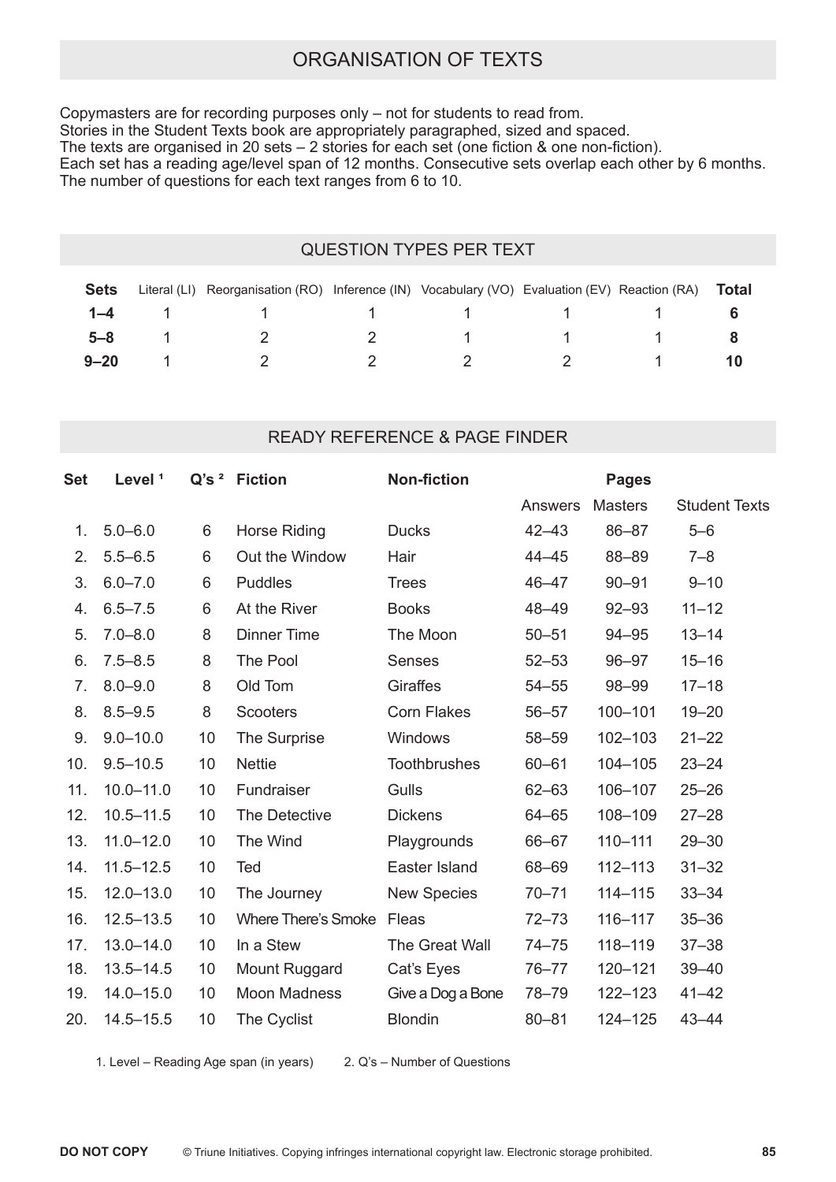# ORGANISATION OF TEXTS

Copymasters are for recording purposes only – not for students to read from.
Stories in the Student Texts book are appropriately paragraphed, sized and spaced.
The texts are organised in 20 sets – 2 stories for each set (one fiction & one non-fiction).
Each set has a reading age/level span of 12 months. Consecutive sets overlap each other by 6 months.
The number of questions for each text ranges from 6 to 10.

## QUESTION TYPES PER TEXT

| Sets | Literal (LI) | Reorganisation (RO) | Inference (IN) | Vocabulary (VO) | Evaluation (EV) | Reaction (RA) | Total |
|---|---|---|---|---|---|---|---|
| **1–4** | 1 | 1 | 1 | 1 | 1 | 1 | **6** |
| **5–8** | 1 | 2 | 2 | 1 | 1 | 1 | **8** |
| **9–20** | 1 | 2 | 2 | 2 | 2 | 1 | **10** |

## READY REFERENCE & PAGE FINDER

| Set | Level [1] | Q's [2] | Fiction | Non-fiction | Pages | | |
|---|---|---|---|---|---|---|---|
| | | | | | Answers | Masters | Student Texts |
| 1. | 5.0–6.0 | 6 | Horse Riding | Ducks | 42–43 | 86–87 | 5–6 |
| 2. | 5.5–6.5 | 6 | Out the Window | Hair | 44–45 | 88–89 | 7–8 |
| 3. | 6.0–7.0 | 6 | Puddles | Trees | 46–47 | 90–91 | 9–10 |
| 4. | 6.5–7.5 | 6 | At the River | Books | 48–49 | 92–93 | 11–12 |
| 5. | 7.0–8.0 | 8 | Dinner Time | The Moon | 50–51 | 94–95 | 13–14 |
| 6. | 7.5–8.5 | 8 | The Pool | Senses | 52–53 | 96–97 | 15–16 |
| 7. | 8.0–9.0 | 8 | Old Tom | Giraffes | 54–55 | 98–99 | 17–18 |
| 8. | 8.5–9.5 | 8 | Scooters | Corn Flakes | 56–57 | 100–101 | 19–20 |
| 9. | 9.0–10.0 | 10 | The Surprise | Windows | 58–59 | 102–103 | 21–22 |
| 10. | 9.5–10.5 | 10 | Nettie | Toothbrushes | 60–61 | 104–105 | 23–24 |
| 11. | 10.0–11.0 | 10 | Fundraiser | Gulls | 62–63 | 106–107 | 25–26 |
| 12. | 10.5–11.5 | 10 | The Detective | Dickens | 64–65 | 108–109 | 27–28 |
| 13. | 11.0–12.0 | 10 | The Wind | Playgrounds | 66–67 | 110–111 | 29–30 |
| 14. | 11.5–12.5 | 10 | Ted | Easter Island | 68–69 | 112–113 | 31–32 |
| 15. | 12.0–13.0 | 10 | The Journey | New Species | 70–71 | 114–115 | 33–34 |
| 16. | 12.5–13.5 | 10 | Where There's Smoke | Fleas | 72–73 | 116–117 | 35–36 |
| 17. | 13.0–14.0 | 10 | In a Stew | The Great Wall | 74–75 | 118–119 | 37–38 |
| 18. | 13.5–14.5 | 10 | Mount Ruggard | Cat's Eyes | 76–77 | 120–121 | 39–40 |
| 19. | 14.0–15.0 | 10 | Moon Madness | Give a Dog a Bone | 78–79 | 122–123 | 41–42 |
| 20. | 14.5–15.5 | 10 | The Cyclist | Blondin | 80–81 | 124–125 | 43–44 |

1. Level – Reading Age span (in years) 2. Q's – Number of Questions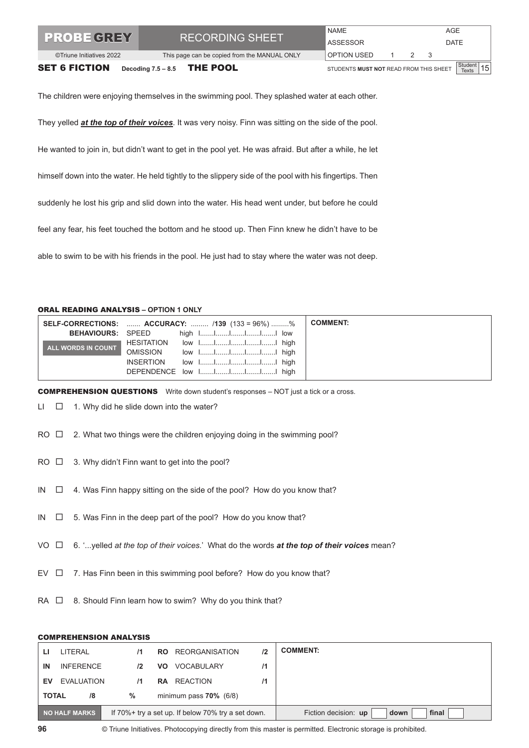| PROBE GREY | RECORDING SHEET | NAME | AGE |
|---|---|---|---|
| ©Triune Initiatives 2022 | This page can be copied from the MANUAL ONLY | ASSESSOR | DATE |
| | | OPTION USED 1 2 3 | |

**SET 6 FICTION** Decoding 7.5 – 8.5 **THE POOL**

STUDENTS **MUST NOT** READ FROM THIS SHEET — Student Texts 15

The children were enjoying themselves in the swimming pool. They splashed water at each other. They yelled ***at the top of their voices***. It was very noisy. Finn was sitting on the side of the pool. He wanted to join in, but didn't want to get in the pool yet. He was afraid. But after a while, he let himself down into the water. He held tightly to the slippery side of the pool with his fingertips. Then suddenly he lost his grip and slid down into the water. His head went under, but before he could feel any fear, his feet touched the bottom and he stood up. Then Finn knew he didn't have to be able to swim to be with his friends in the pool. He just had to stay where the water was not deep.

### ORAL READING ANALYSIS – OPTION 1 ONLY

| SELF-CORRECTIONS: ....... **ACCURACY:** ......... /**139** (133 = 96%) .........% | COMMENT: |
|---|---|
| **BEHAVIOURS:** SPEED high I.......I.......I.......I.......I low | |
| **ALL WORDS IN COUNT** HESITATION low I.......I.......I.......I.......I high | |
| OMISSION low I.......I.......I.......I.......I high | |
| INSERTION low I.......I.......I.......I.......I high | |
| DEPENDENCE low I.......I.......I.......I.......I high | |

### COMPREHENSION QUESTIONS
Write down student's responses – NOT just a tick or a cross.

LI ☐ 1. Why did he slide down into the water?

RO ☐ 2. What two things were the children enjoying doing in the swimming pool?

RO ☐ 3. Why didn't Finn want to get into the pool?

IN ☐ 4. Was Finn happy sitting on the side of the pool? How do you know that?

IN ☐ 5. Was Finn in the deep part of the pool? How do you know that?

VO ☐ 6. '...yelled *at the top of their voices*.' What do the words ***at the top of their voices*** mean?

EV ☐ 7. Has Finn been in this swimming pool before? How do you know that?

RA ☐ 8. Should Finn learn how to swim? Why do you think that?

### COMPREHENSION ANALYSIS

| | | | | | | COMMENT: |
|---|---|---|---|---|---|---|
| **LI** | LITERAL | /1 | **RO** | REORGANISATION | /2 | |
| **IN** | INFERENCE | /2 | **VO** | VOCABULARY | /1 | |
| **EV** | EVALUATION | /1 | **RA** | REACTION | /1 | |
| **TOTAL** | /8 | % | minimum pass **70%** (6/8) | | | |
| **NO HALF MARKS** | If 70%+ try a set up. If below 70% try a set down. | | | | | Fiction decision: **up** ☐ **down** ☐ **final** ☐ |

© Triune Initiatives. Photocopying directly from this master is permitted. Electronic storage is prohibited.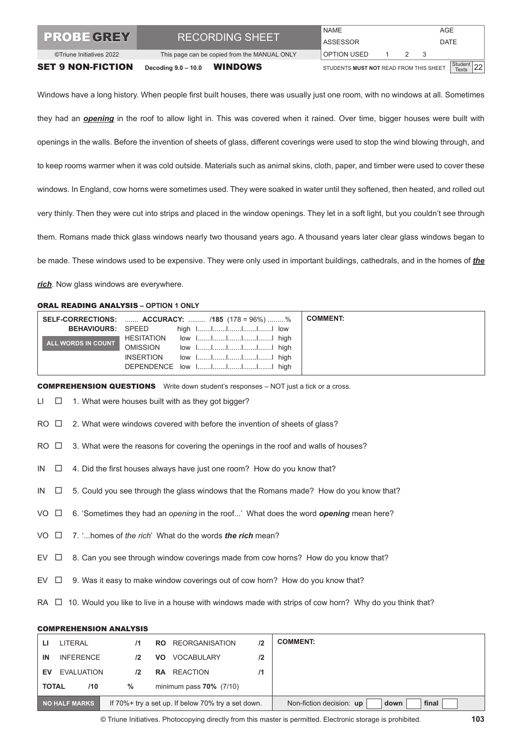| **PROBE GREY** | RECORDING SHEET | NAME | AGE |
|---|---|---|---|
| ©Triune Initiatives 2022 | This page can be copied from the MANUAL ONLY | ASSESSOR | DATE |
| | | OPTION USED 1 2 3 | |

**SET 9 NON-FICTION** Decoding 9.0 – 10.0 **WINDOWS** STUDENTS **MUST NOT** READ FROM THIS SHEET — Student Texts 22

Windows have a long history. When people first built houses, there was usually just one room, with no windows at all. Sometimes they had an ***opening*** in the roof to allow light in. This was covered when it rained. Over time, bigger houses were built with openings in the walls. Before the invention of sheets of glass, different coverings were used to stop the wind blowing through, and to keep rooms warmer when it was cold outside. Materials such as animal skins, cloth, paper, and timber were used to cover these windows. In England, cow horns were sometimes used. They were soaked in water until they softened, then heated, and rolled out very thinly. Then they were cut into strips and placed in the window openings. They let in a soft light, but you couldn't see through them. Romans made thick glass windows nearly two thousand years ago. A thousand years later clear glass windows began to be made. These windows used to be expensive. They were only used in important buildings, cathedrals, and in the homes of ***the rich***. Now glass windows are everywhere.

### ORAL READING ANALYSIS – OPTION 1 ONLY

| | | |
|---|---|---|
| **SELF-CORRECTIONS:** ....... | **ACCURACY:** ......... /**185** (178 = 96%) .........% | **COMMENT:** |
| **BEHAVIOURS:** | SPEED high l.......l.......l.......l.......l.......l low | |
| **ALL WORDS IN COUNT** | HESITATION low l.......l.......l.......l.......l.......l high | |
| | OMISSION low l.......l.......l.......l.......l.......l high | |
| | INSERTION low l.......l.......l.......l.......l.......l high | |
| | DEPENDENCE low l.......l.......l.......l.......l.......l high | |

### COMPREHENSION QUESTIONS
Write down student's responses – NOT just a tick or a cross.

LI ☐ 1. What were houses built with as they got bigger?

RO ☐ 2. What were windows covered with before the invention of sheets of glass?

RO ☐ 3. What were the reasons for covering the openings in the roof and walls of houses?

IN ☐ 4. Did the first houses always have just one room? How do you know that?

IN ☐ 5. Could you see through the glass windows that the Romans made? How do you know that?

VO ☐ 6. 'Sometimes they had an *opening* in the roof...' What does the word ***opening*** mean here?

VO ☐ 7. '...homes of *the rich*' What do the words ***the rich*** mean?

EV ☐ 8. Can you see through window coverings made from cow horns? How do you know that?

EV ☐ 9. Was it easy to make window coverings out of cow horn? How do you know that?

RA ☐ 10. Would you like to live in a house with windows made with strips of cow horn? Why do you think that?

### COMPREHENSION ANALYSIS

| | | | | | | |
|---|---|---|---|---|---|---|
| **LI** | LITERAL | /1 | **RO** | REORGANISATION | /2 | **COMMENT:** |
| **IN** | INFERENCE | /2 | **VO** | VOCABULARY | /2 | |
| **EV** | EVALUATION | /2 | **RA** | REACTION | /1 | |
| **TOTAL** | /10 | % | | minimum pass **70%** (7/10) | | |
| **NO HALF MARKS** | If 70%+ try a set up. If below 70% try a set down. | | | | | Non-fiction decision: **up** ☐ **down** ☐ **final** ☐ |

© Triune Initiatives. Photocopying directly from this master is permitted. Electronic storage is prohibited.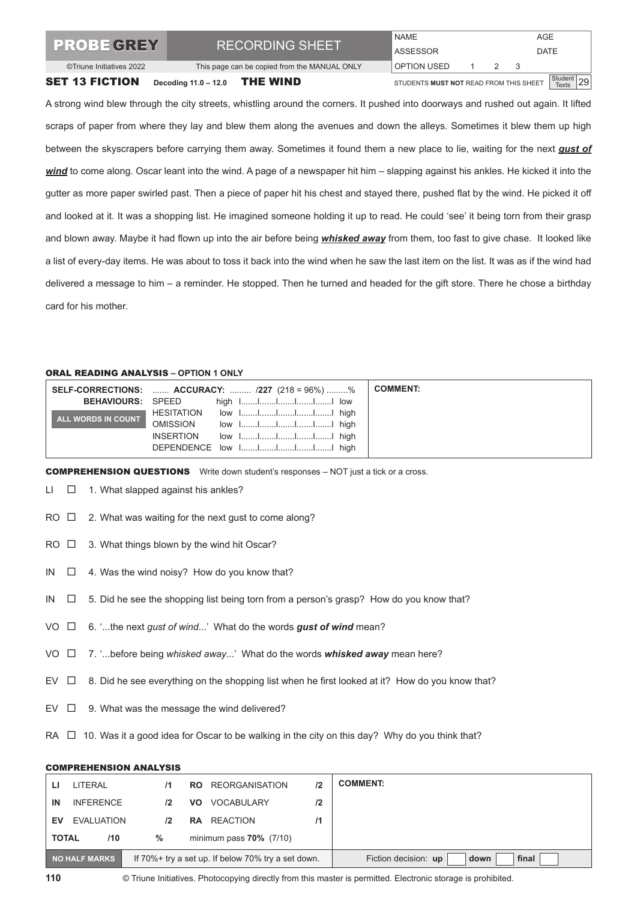| **PROBE GREY** | RECORDING SHEET | NAME | AGE |
|---|---|---|---|
| ©Triune Initiatives 2022 | This page can be copied from the MANUAL ONLY | ASSESSOR | DATE |
| | | OPTION USED 1 2 3 | |

**SET 13 FICTION** Decoding 11.0 – 12.0 **THE WIND** STUDENTS **MUST NOT** READ FROM THIS SHEET Student Texts 29

A strong wind blew through the city streets, whistling around the corners. It pushed into doorways and rushed out again. It lifted scraps of paper from where they lay and blew them along the avenues and down the alleys. Sometimes it blew them up high between the skyscrapers before carrying them away. Sometimes it found them a new place to lie, waiting for the next ***gust of wind*** to come along. Oscar leant into the wind. A page of a newspaper hit him – slapping against his ankles. He kicked it into the gutter as more paper swirled past. Then a piece of paper hit his chest and stayed there, pushed flat by the wind. He picked it off and looked at it. It was a shopping list. He imagined someone holding it up to read. He could 'see' it being torn from their grasp and blown away. Maybe it had flown up into the air before being ***whisked away*** from them, too fast to give chase. It looked like a list of every-day items. He was about to toss it back into the wind when he saw the last item on the list. It was as if the wind had delivered a message to him – a reminder. He stopped. Then he turned and headed for the gift store. There he chose a birthday card for his mother.

### ORAL READING ANALYSIS – OPTION 1 ONLY

| | | |
|---|---|---|
| **SELF-CORRECTIONS:** ....... **ACCURACY:** ......... /**227** (218 = 96%) .........% | | **COMMENT:** |
| **BEHAVIOURS:** | SPEED high l.......l.......l.......l.......l.......l low | |
| **ALL WORDS IN COUNT** | HESITATION low l.......l.......l.......l.......l.......l high | |
| | OMISSION low l.......l.......l.......l.......l.......l high | |
| | INSERTION low l.......l.......l.......l.......l.......l high | |
| | DEPENDENCE low l.......l.......l.......l.......l.......l high | |

**COMPREHENSION QUESTIONS** Write down student's responses – NOT just a tick or a cross.

LI ☐ 1. What slapped against his ankles?

RO ☐ 2. What was waiting for the next gust to come along?

RO ☐ 3. What things blown by the wind hit Oscar?

IN ☐ 4. Was the wind noisy? How do you know that?

IN ☐ 5. Did he see the shopping list being torn from a person's grasp? How do you know that?

VO ☐ 6. '...the next *gust of wind*...' What do the words ***gust of wind*** mean?

VO ☐ 7. '...before being *whisked away*...' What do the words ***whisked away*** mean here?

EV ☐ 8. Did he see everything on the shopping list when he first looked at it? How do you know that?

EV ☐ 9. What was the message the wind delivered?

RA ☐ 10. Was it a good idea for Oscar to be walking in the city on this day? Why do you think that?

### COMPREHENSION ANALYSIS

| | | | | | | |
|---|---|---|---|---|---|---|
| **LI** | LITERAL | /1 | **RO** | REORGANISATION | /2 | **COMMENT:** |
| **IN** | INFERENCE | /2 | **VO** | VOCABULARY | /2 | |
| **EV** | EVALUATION | /2 | **RA** | REACTION | /1 | |
| **TOTAL** | /10 | % | | minimum pass **70%** (7/10) | | |
| **NO HALF MARKS** | If 70%+ try a set up. If below 70% try a set down. | | | | | Fiction decision: **up** ☐ **down** ☐ **final** ☐ |

© Triune Initiatives. Photocopying directly from this master is permitted. Electronic storage is prohibited.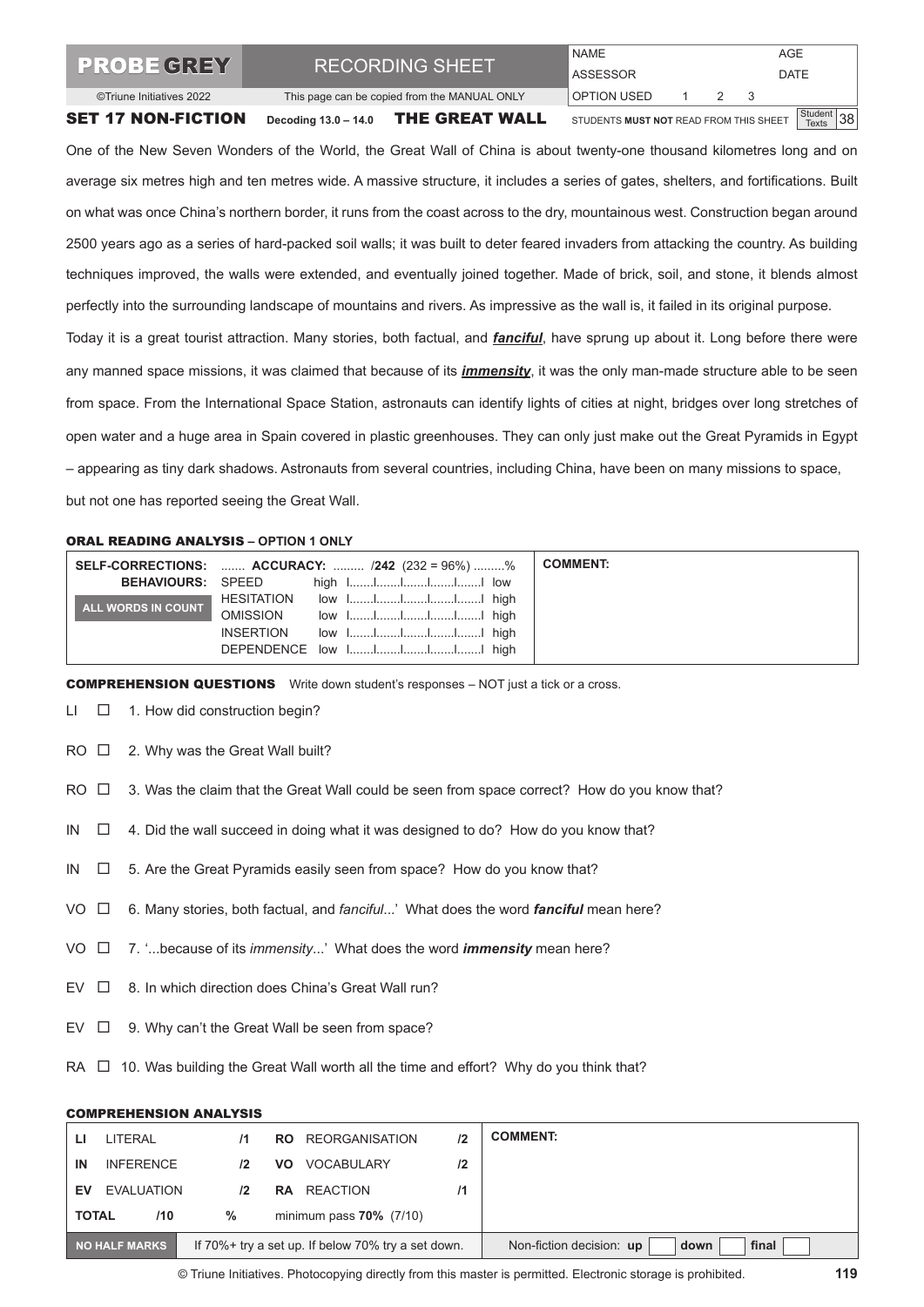| PROBE GREY | RECORDING SHEET | NAME | AGE |
|---|---|---|---|
| ©Triune Initiatives 2022 | This page can be copied from the MANUAL ONLY | ASSESSOR | DATE |
| | | OPTION USED 1 2 3 | |

## SET 17 NON-FICTION Decoding 13.0 – 14.0 THE GREAT WALL

STUDENTS **MUST NOT** READ FROM THIS SHEET — Student Texts 38

One of the New Seven Wonders of the World, the Great Wall of China is about twenty-one thousand kilometres long and on average six metres high and ten metres wide. A massive structure, it includes a series of gates, shelters, and fortifications. Built on what was once China's northern border, it runs from the coast across to the dry, mountainous west. Construction began around 2500 years ago as a series of hard-packed soil walls; it was built to deter feared invaders from attacking the country. As building techniques improved, the walls were extended, and eventually joined together. Made of brick, soil, and stone, it blends almost perfectly into the surrounding landscape of mountains and rivers. As impressive as the wall is, it failed in its original purpose.

Today it is a great tourist attraction. Many stories, both factual, and ***fanciful***, have sprung up about it. Long before there were any manned space missions, it was claimed that because of its ***immensity***, it was the only man-made structure able to be seen from space. From the International Space Station, astronauts can identify lights of cities at night, bridges over long stretches of open water and a huge area in Spain covered in plastic greenhouses. They can only just make out the Great Pyramids in Egypt – appearing as tiny dark shadows. Astronauts from several countries, including China, have been on many missions to space, but not one has reported seeing the Great Wall.

### ORAL READING ANALYSIS – OPTION 1 ONLY

| | | |
|---|---|---|
| **SELF-CORRECTIONS:** ....... **ACCURACY:** ......... /**242** (232 = 96%) .........% | | **COMMENT:** |
| **BEHAVIOURS:** | SPEED high I.......I.......I.......I.......I.......I low | |
| ALL WORDS IN COUNT | HESITATION low I.......I.......I.......I.......I.......I high | |
| | OMISSION low I.......I.......I.......I.......I.......I high | |
| | INSERTION low I.......I.......I.......I.......I.......I high | |
| | DEPENDENCE low I.......I.......I.......I.......I.......I high | |

### COMPREHENSION QUESTIONS Write down student's responses – NOT just a tick or a cross.

LI ☐ 1. How did construction begin?

RO ☐ 2. Why was the Great Wall built?

RO ☐ 3. Was the claim that the Great Wall could be seen from space correct? How do you know that?

IN ☐ 4. Did the wall succeed in doing what it was designed to do? How do you know that?

IN ☐ 5. Are the Great Pyramids easily seen from space? How do you know that?

VO ☐ 6. Many stories, both factual, and *fanciful*...' What does the word ***fanciful*** mean here?

VO ☐ 7. '...because of its *immensity*...' What does the word ***immensity*** mean here?

EV ☐ 8. In which direction does China's Great Wall run?

EV ☐ 9. Why can't the Great Wall be seen from space?

RA ☐ 10. Was building the Great Wall worth all the time and effort? Why do you think that?

### COMPREHENSION ANALYSIS

| | | | | | | |
|---|---|---|---|---|---|---|
| **LI** | LITERAL | /1 | **RO** | REORGANISATION | /2 | **COMMENT:** |
| **IN** | INFERENCE | /2 | **VO** | VOCABULARY | /2 | |
| **EV** | EVALUATION | /2 | **RA** | REACTION | /1 | |
| **TOTAL** | /10 | % | minimum pass **70%** (7/10) | | | |
| **NO HALF MARKS** | If 70%+ try a set up. If below 70% try a set down. | | | | | Non-fiction decision: **up** ☐ **down** ☐ **final** ☐ |

© Triune Initiatives. Photocopying directly from this master is permitted. Electronic storage is prohibited.